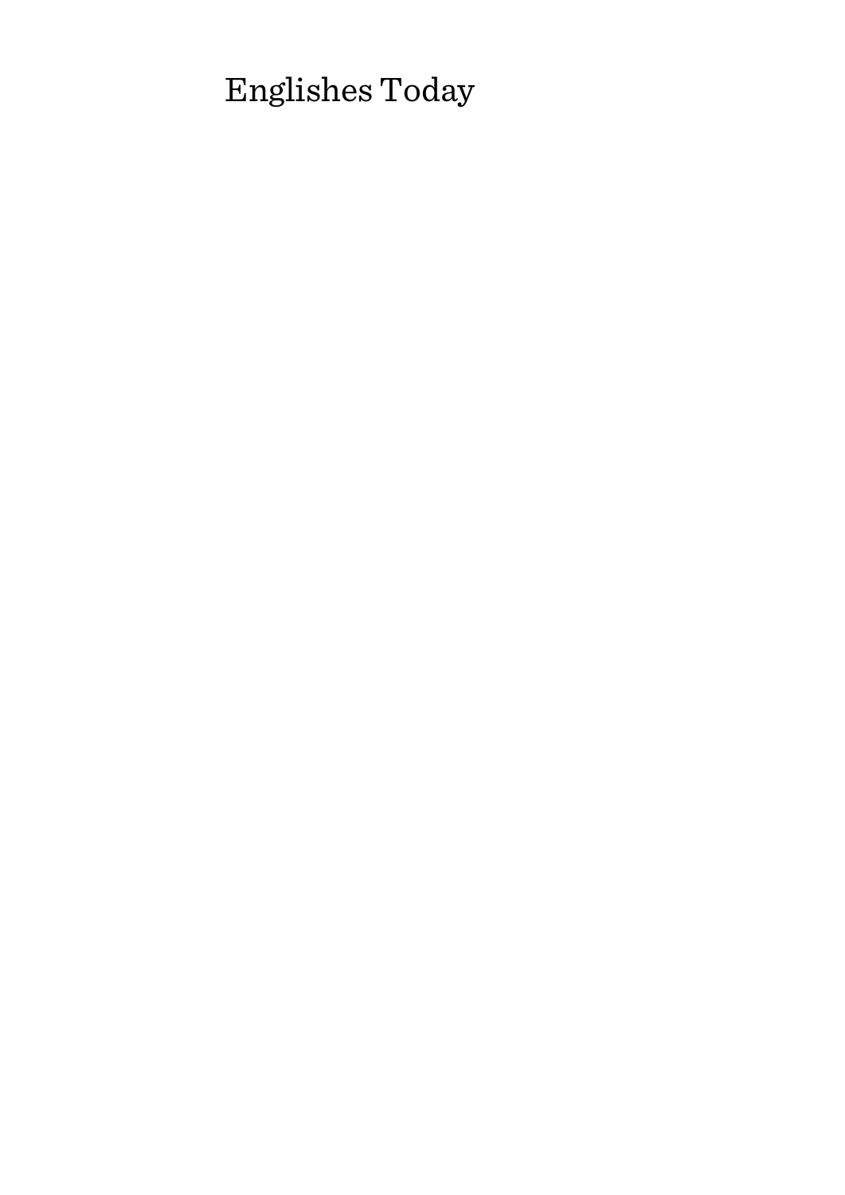# Englishes Today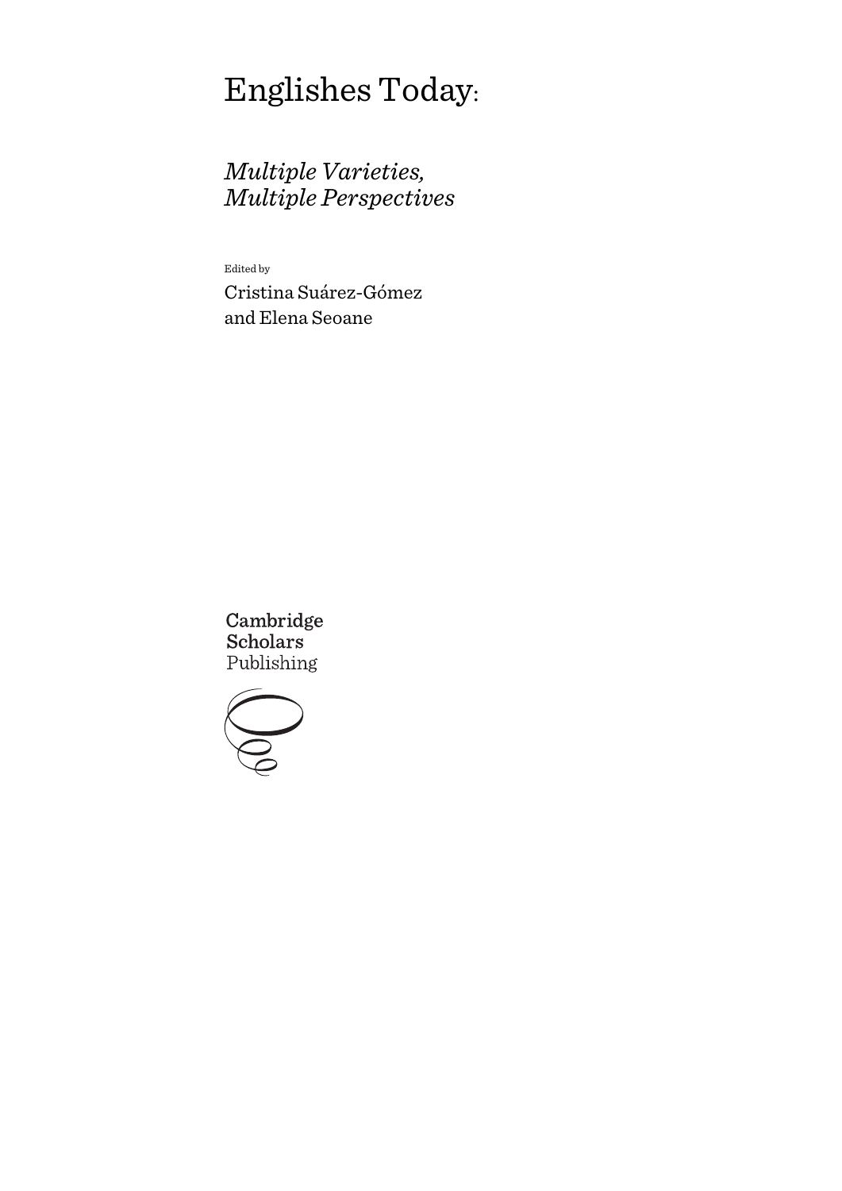# Englishes Today:

## *Multiple Varieties, Multiple Perspectives*

Edited by

Cristina Suárez-Gómez
and Elena Seoane

Cambridge
Scholars
Publishing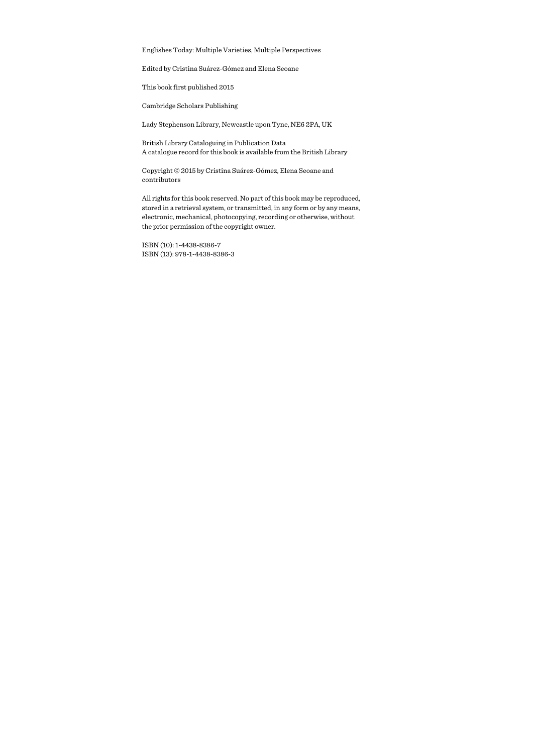Englishes Today: Multiple Varieties, Multiple Perspectives

Edited by Cristina Suárez-Gómez and Elena Seoane

This book first published 2015

Cambridge Scholars Publishing

Lady Stephenson Library, Newcastle upon Tyne, NE6 2PA, UK

British Library Cataloguing in Publication Data
A catalogue record for this book is available from the British Library

Copyright © 2015 by Cristina Suárez-Gómez, Elena Seoane and contributors

All rights for this book reserved. No part of this book may be reproduced, stored in a retrieval system, or transmitted, in any form or by any means, electronic, mechanical, photocopying, recording or otherwise, without the prior permission of the copyright owner.

ISBN (10): 1-4438-8386-7
ISBN (13): 978-1-4438-8386-3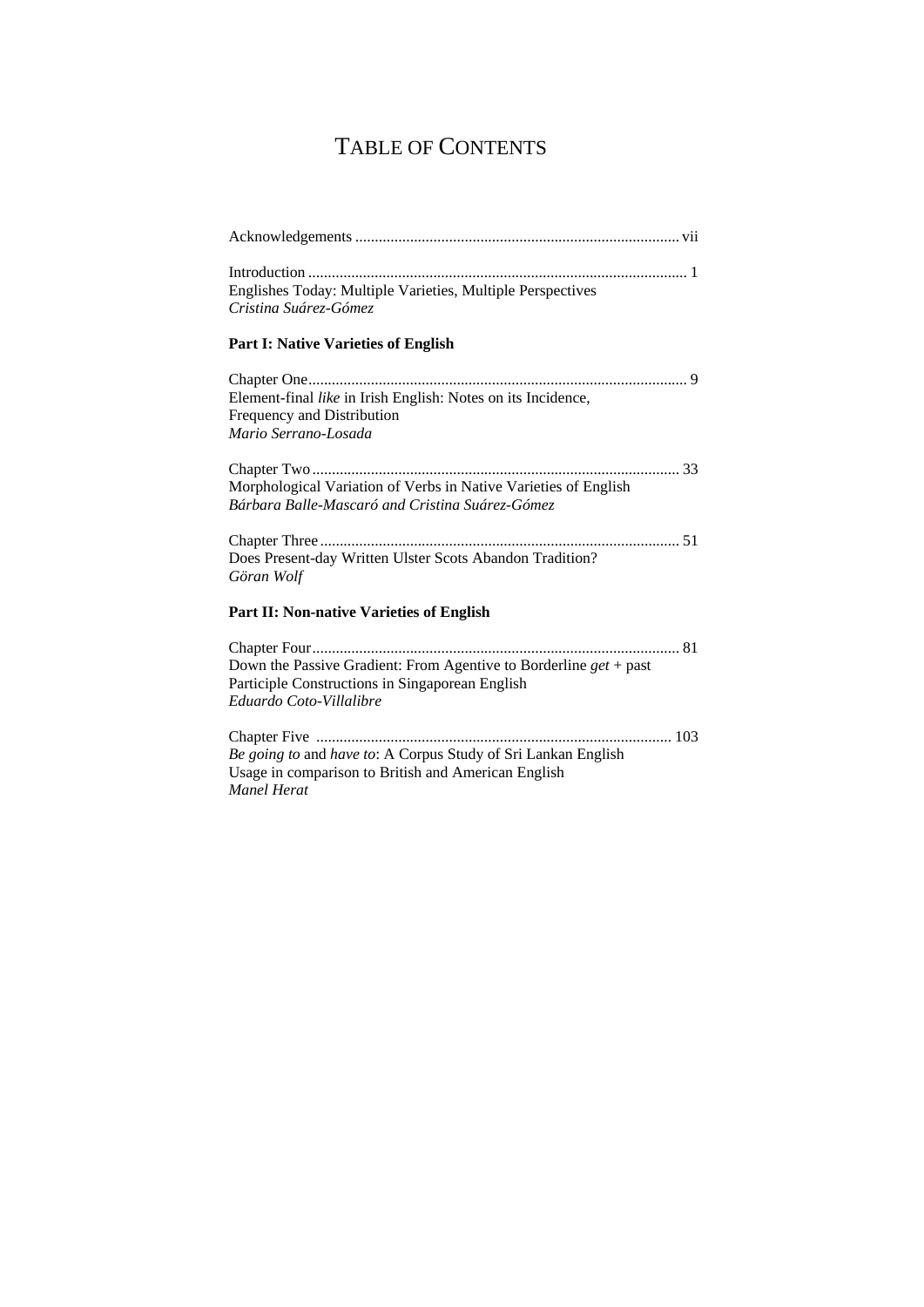# TABLE OF CONTENTS

Acknowledgements .................................................................................. vii

Introduction ................................................................................................ 1
Englishes Today: Multiple Varieties, Multiple Perspectives
*Cristina Suárez-Gómez*

**Part I: Native Varieties of English**

Chapter One................................................................................................ 9
Element-final *like* in Irish English: Notes on its Incidence, Frequency and Distribution
*Mario Serrano-Losada*

Chapter Two .............................................................................................. 33
Morphological Variation of Verbs in Native Varieties of English
*Bárbara Balle-Mascaró and Cristina Suárez-Gómez*

Chapter Three ............................................................................................ 51
Does Present-day Written Ulster Scots Abandon Tradition?
*Göran Wolf*

**Part II: Non-native Varieties of English**

Chapter Four.............................................................................................. 81
Down the Passive Gradient: From Agentive to Borderline *get* + past Participle Constructions in Singaporean English
*Eduardo Coto-Villalibre*

Chapter Five ............................................................................................ 103
*Be going to* and *have to*: A Corpus Study of Sri Lankan English Usage in comparison to British and American English
*Manel Herat*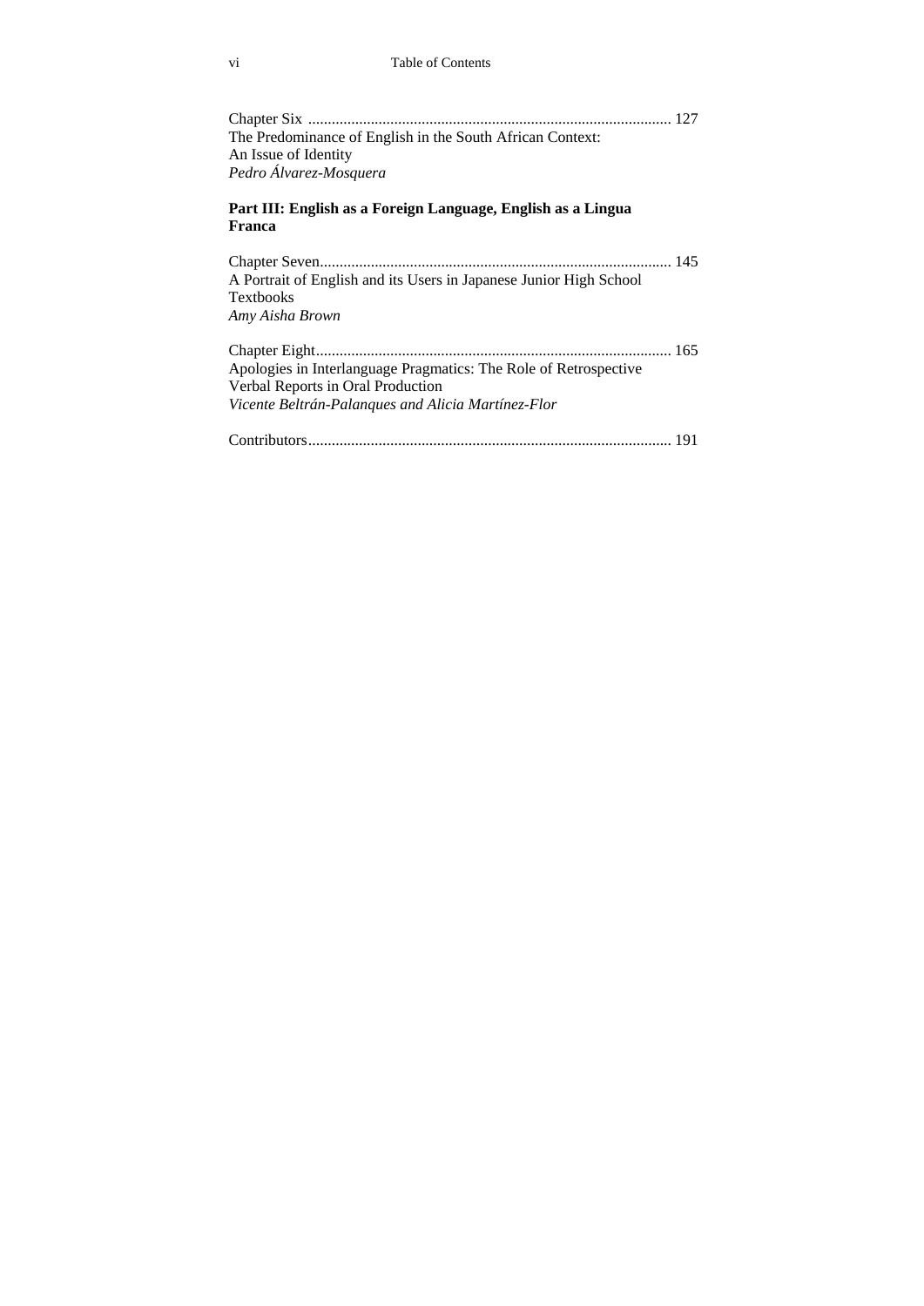Chapter Six ............................................................................................ 127
The Predominance of English in the South African Context:
An Issue of Identity
*Pedro Álvarez-Mosquera*

**Part III: English as a Foreign Language, English as a Lingua Franca**

Chapter Seven........................................................................................ 145
A Portrait of English and its Users in Japanese Junior High School Textbooks
*Amy Aisha Brown*

Chapter Eight.......................................................................................... 165
Apologies in Interlanguage Pragmatics: The Role of Retrospective Verbal Reports in Oral Production
*Vicente Beltrán-Palanques and Alicia Martínez-Flor*

Contributors............................................................................................ 191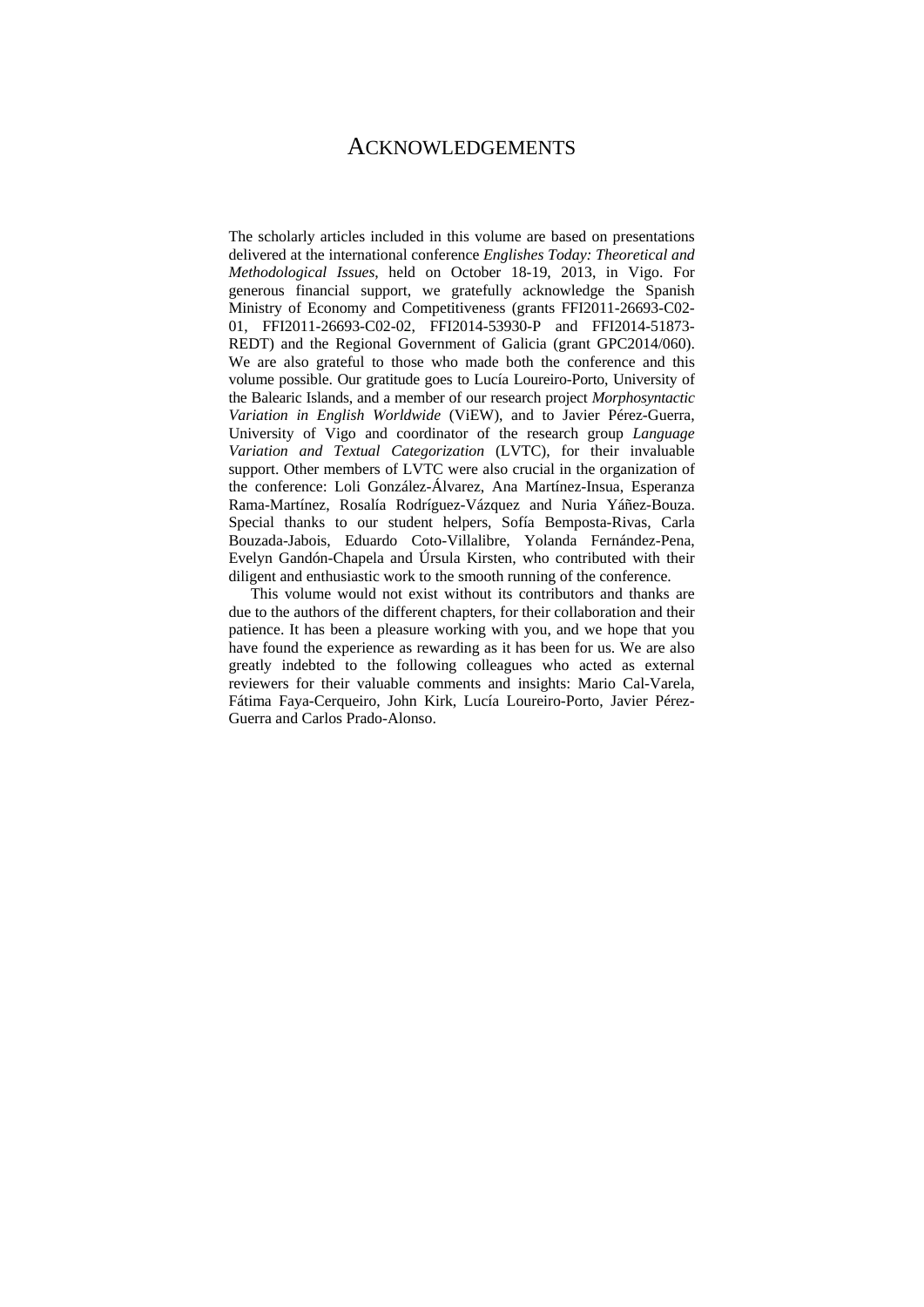# ACKNOWLEDGEMENTS

The scholarly articles included in this volume are based on presentations delivered at the international conference *Englishes Today: Theoretical and Methodological Issues*, held on October 18-19, 2013, in Vigo. For generous financial support, we gratefully acknowledge the Spanish Ministry of Economy and Competitiveness (grants FFI2011-26693-C02-01, FFI2011-26693-C02-02, FFI2014-53930-P and FFI2014-51873-REDT) and the Regional Government of Galicia (grant GPC2014/060). We are also grateful to those who made both the conference and this volume possible. Our gratitude goes to Lucía Loureiro-Porto, University of the Balearic Islands, and a member of our research project *Morphosyntactic Variation in English Worldwide* (ViEW), and to Javier Pérez-Guerra, University of Vigo and coordinator of the research group *Language Variation and Textual Categorization* (LVTC), for their invaluable support. Other members of LVTC were also crucial in the organization of the conference: Loli González-Álvarez, Ana Martínez-Insua, Esperanza Rama-Martínez, Rosalía Rodríguez-Vázquez and Nuria Yáñez-Bouza. Special thanks to our student helpers, Sofía Bemposta-Rivas, Carla Bouzada-Jabois, Eduardo Coto-Villalibre, Yolanda Fernández-Pena, Evelyn Gandón-Chapela and Úrsula Kirsten, who contributed with their diligent and enthusiastic work to the smooth running of the conference.

This volume would not exist without its contributors and thanks are due to the authors of the different chapters, for their collaboration and their patience. It has been a pleasure working with you, and we hope that you have found the experience as rewarding as it has been for us. We are also greatly indebted to the following colleagues who acted as external reviewers for their valuable comments and insights: Mario Cal-Varela, Fátima Faya-Cerqueiro, John Kirk, Lucía Loureiro-Porto, Javier Pérez-Guerra and Carlos Prado-Alonso.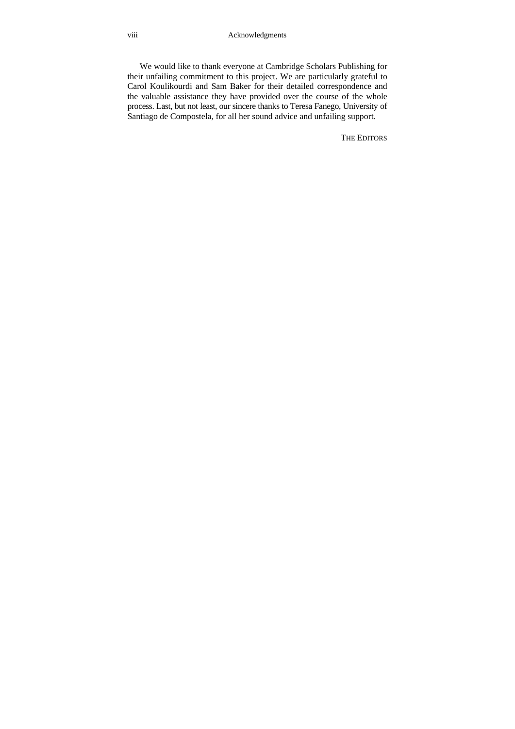We would like to thank everyone at Cambridge Scholars Publishing for their unfailing commitment to this project. We are particularly grateful to Carol Koulikourdi and Sam Baker for their detailed correspondence and the valuable assistance they have provided over the course of the whole process. Last, but not least, our sincere thanks to Teresa Fanego, University of Santiago de Compostela, for all her sound advice and unfailing support.

THE EDITORS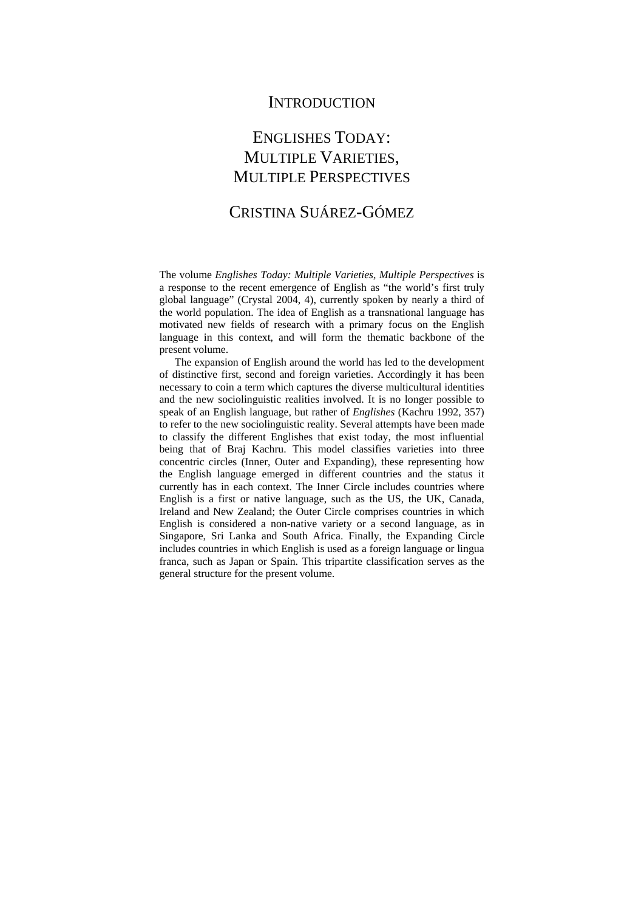# INTRODUCTION

# ENGLISHES TODAY: MULTIPLE VARIETIES, MULTIPLE PERSPECTIVES

## CRISTINA SUÁREZ-GÓMEZ

The volume *Englishes Today: Multiple Varieties, Multiple Perspectives* is a response to the recent emergence of English as "the world's first truly global language" (Crystal 2004, 4), currently spoken by nearly a third of the world population. The idea of English as a transnational language has motivated new fields of research with a primary focus on the English language in this context, and will form the thematic backbone of the present volume.

The expansion of English around the world has led to the development of distinctive first, second and foreign varieties. Accordingly it has been necessary to coin a term which captures the diverse multicultural identities and the new sociolinguistic realities involved. It is no longer possible to speak of an English language, but rather of *Englishes* (Kachru 1992, 357) to refer to the new sociolinguistic reality. Several attempts have been made to classify the different Englishes that exist today, the most influential being that of Braj Kachru. This model classifies varieties into three concentric circles (Inner, Outer and Expanding), these representing how the English language emerged in different countries and the status it currently has in each context. The Inner Circle includes countries where English is a first or native language, such as the US, the UK, Canada, Ireland and New Zealand; the Outer Circle comprises countries in which English is considered a non-native variety or a second language, as in Singapore, Sri Lanka and South Africa. Finally, the Expanding Circle includes countries in which English is used as a foreign language or lingua franca, such as Japan or Spain. This tripartite classification serves as the general structure for the present volume.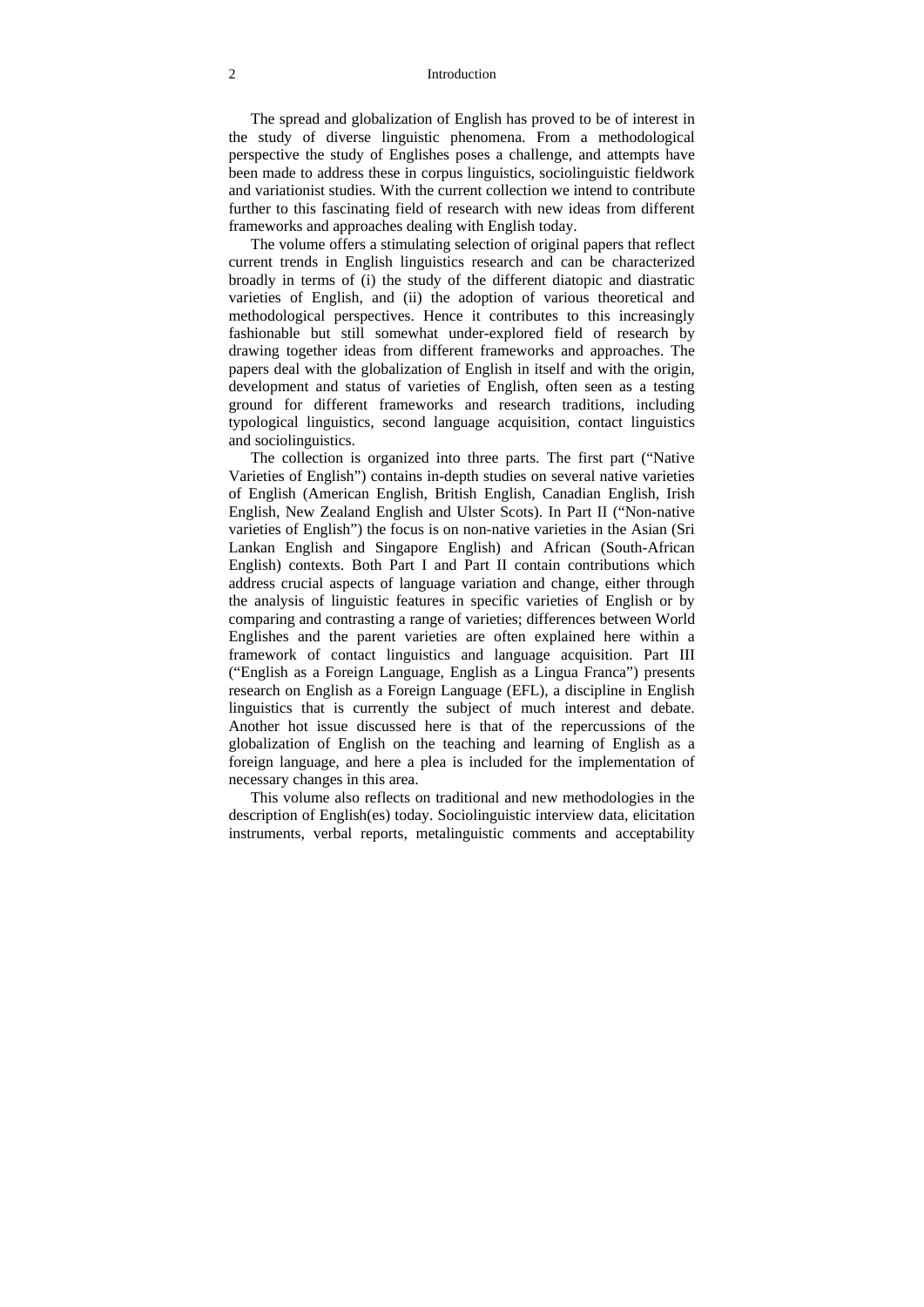The spread and globalization of English has proved to be of interest in the study of diverse linguistic phenomena. From a methodological perspective the study of Englishes poses a challenge, and attempts have been made to address these in corpus linguistics, sociolinguistic fieldwork and variationist studies. With the current collection we intend to contribute further to this fascinating field of research with new ideas from different frameworks and approaches dealing with English today.

The volume offers a stimulating selection of original papers that reflect current trends in English linguistics research and can be characterized broadly in terms of (i) the study of the different diatopic and diastratic varieties of English, and (ii) the adoption of various theoretical and methodological perspectives. Hence it contributes to this increasingly fashionable but still somewhat under-explored field of research by drawing together ideas from different frameworks and approaches. The papers deal with the globalization of English in itself and with the origin, development and status of varieties of English, often seen as a testing ground for different frameworks and research traditions, including typological linguistics, second language acquisition, contact linguistics and sociolinguistics.

The collection is organized into three parts. The first part ("Native Varieties of English") contains in-depth studies on several native varieties of English (American English, British English, Canadian English, Irish English, New Zealand English and Ulster Scots). In Part II ("Non-native varieties of English") the focus is on non-native varieties in the Asian (Sri Lankan English and Singapore English) and African (South-African English) contexts. Both Part I and Part II contain contributions which address crucial aspects of language variation and change, either through the analysis of linguistic features in specific varieties of English or by comparing and contrasting a range of varieties; differences between World Englishes and the parent varieties are often explained here within a framework of contact linguistics and language acquisition. Part III ("English as a Foreign Language, English as a Lingua Franca") presents research on English as a Foreign Language (EFL), a discipline in English linguistics that is currently the subject of much interest and debate. Another hot issue discussed here is that of the repercussions of the globalization of English on the teaching and learning of English as a foreign language, and here a plea is included for the implementation of necessary changes in this area.

This volume also reflects on traditional and new methodologies in the description of English(es) today. Sociolinguistic interview data, elicitation instruments, verbal reports, metalinguistic comments and acceptability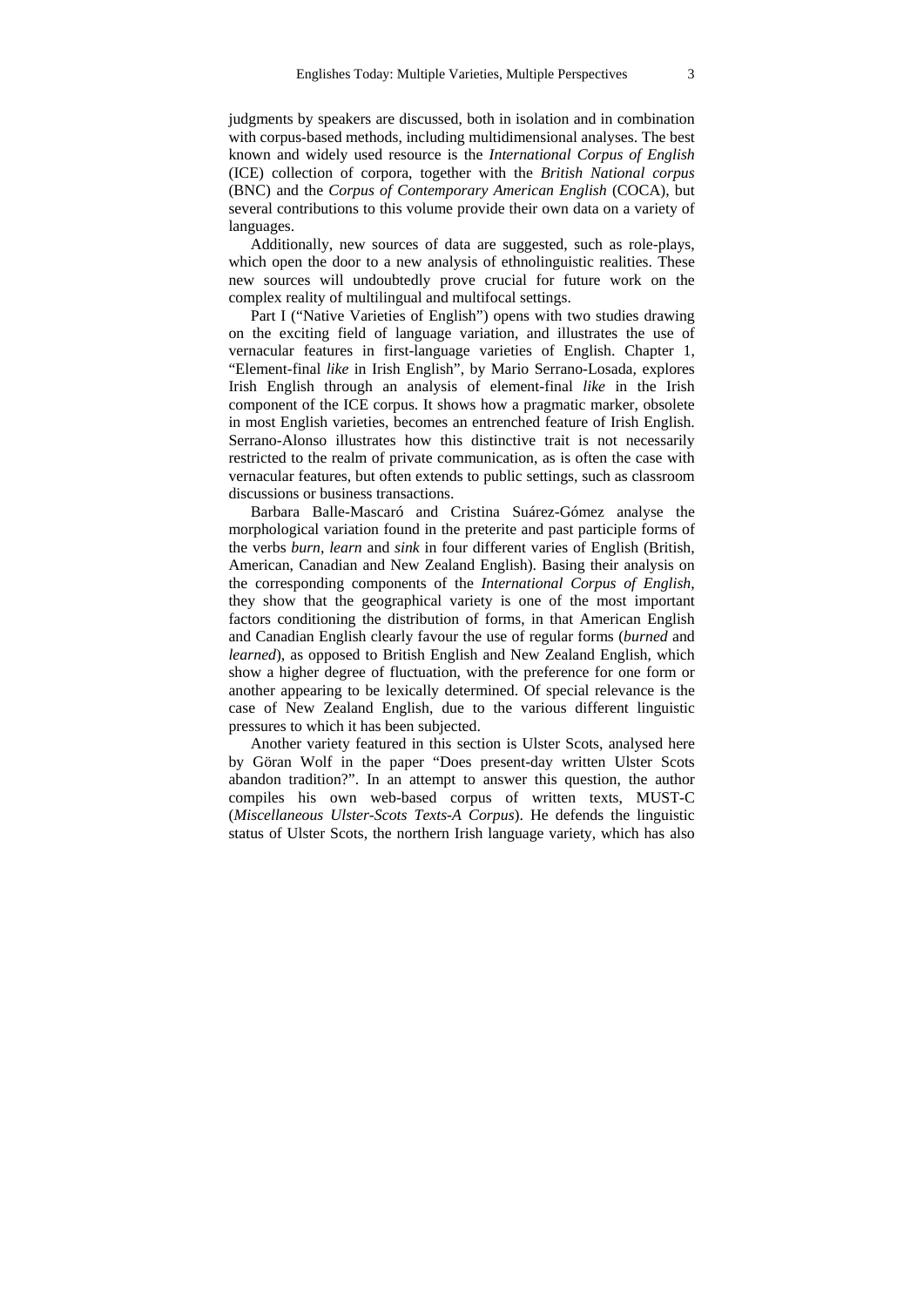judgments by speakers are discussed, both in isolation and in combination with corpus-based methods, including multidimensional analyses. The best known and widely used resource is the *International Corpus of English* (ICE) collection of corpora, together with the *British National corpus* (BNC) and the *Corpus of Contemporary American English* (COCA), but several contributions to this volume provide their own data on a variety of languages.

Additionally, new sources of data are suggested, such as role-plays, which open the door to a new analysis of ethnolinguistic realities. These new sources will undoubtedly prove crucial for future work on the complex reality of multilingual and multifocal settings.

Part I ("Native Varieties of English") opens with two studies drawing on the exciting field of language variation, and illustrates the use of vernacular features in first-language varieties of English. Chapter 1, "Element-final *like* in Irish English", by Mario Serrano-Losada, explores Irish English through an analysis of element-final *like* in the Irish component of the ICE corpus. It shows how a pragmatic marker, obsolete in most English varieties, becomes an entrenched feature of Irish English. Serrano-Alonso illustrates how this distinctive trait is not necessarily restricted to the realm of private communication, as is often the case with vernacular features, but often extends to public settings, such as classroom discussions or business transactions.

Barbara Balle-Mascaró and Cristina Suárez-Gómez analyse the morphological variation found in the preterite and past participle forms of the verbs *burn*, *learn* and *sink* in four different varies of English (British, American, Canadian and New Zealand English). Basing their analysis on the corresponding components of the *International Corpus of English*, they show that the geographical variety is one of the most important factors conditioning the distribution of forms, in that American English and Canadian English clearly favour the use of regular forms (*burned* and *learned*), as opposed to British English and New Zealand English, which show a higher degree of fluctuation, with the preference for one form or another appearing to be lexically determined. Of special relevance is the case of New Zealand English, due to the various different linguistic pressures to which it has been subjected.

Another variety featured in this section is Ulster Scots, analysed here by Göran Wolf in the paper "Does present-day written Ulster Scots abandon tradition?". In an attempt to answer this question, the author compiles his own web-based corpus of written texts, MUST-C (*Miscellaneous Ulster-Scots Texts-A Corpus*). He defends the linguistic status of Ulster Scots, the northern Irish language variety, which has also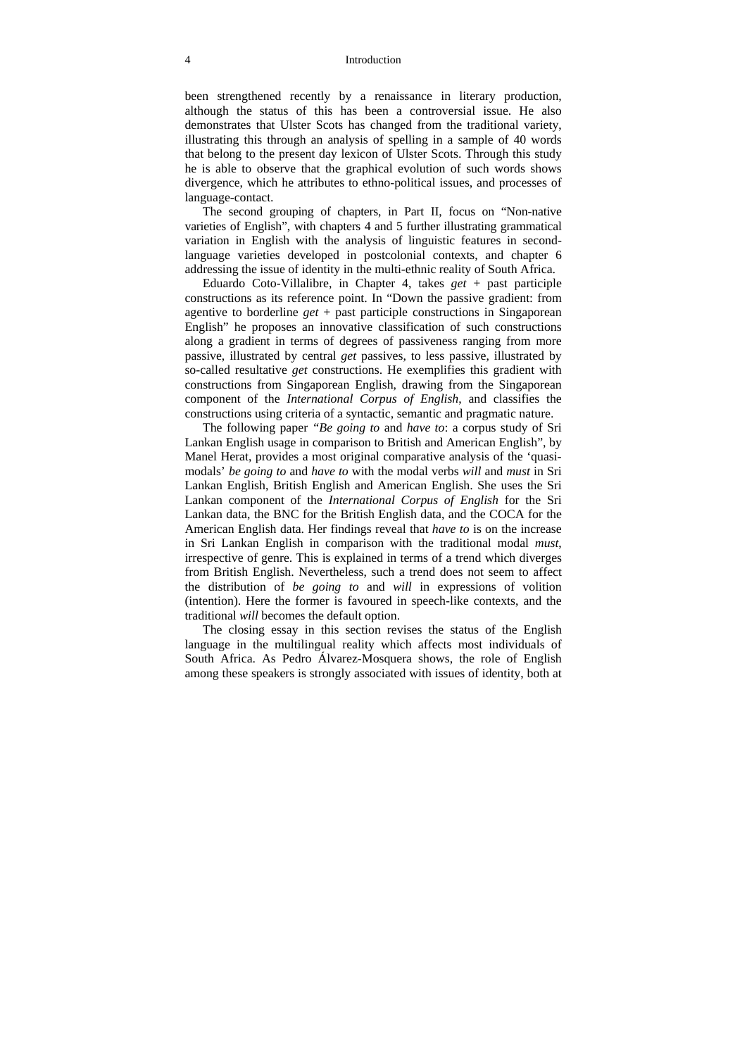been strengthened recently by a renaissance in literary production, although the status of this has been a controversial issue. He also demonstrates that Ulster Scots has changed from the traditional variety, illustrating this through an analysis of spelling in a sample of 40 words that belong to the present day lexicon of Ulster Scots. Through this study he is able to observe that the graphical evolution of such words shows divergence, which he attributes to ethno-political issues, and processes of language-contact.

The second grouping of chapters, in Part II, focus on "Non-native varieties of English", with chapters 4 and 5 further illustrating grammatical variation in English with the analysis of linguistic features in second-language varieties developed in postcolonial contexts, and chapter 6 addressing the issue of identity in the multi-ethnic reality of South Africa.

Eduardo Coto-Villalibre, in Chapter 4, takes *get* + past participle constructions as its reference point. In "Down the passive gradient: from agentive to borderline *get* + past participle constructions in Singaporean English" he proposes an innovative classification of such constructions along a gradient in terms of degrees of passiveness ranging from more passive, illustrated by central *get* passives, to less passive, illustrated by so-called resultative *get* constructions. He exemplifies this gradient with constructions from Singaporean English, drawing from the Singaporean component of the *International Corpus of English*, and classifies the constructions using criteria of a syntactic, semantic and pragmatic nature.

The following paper "*Be going to* and *have to*: a corpus study of Sri Lankan English usage in comparison to British and American English", by Manel Herat, provides a most original comparative analysis of the 'quasi-modals' *be going to* and *have to* with the modal verbs *will* and *must* in Sri Lankan English, British English and American English. She uses the Sri Lankan component of the *International Corpus of English* for the Sri Lankan data, the BNC for the British English data, and the COCA for the American English data. Her findings reveal that *have to* is on the increase in Sri Lankan English in comparison with the traditional modal *must*, irrespective of genre. This is explained in terms of a trend which diverges from British English. Nevertheless, such a trend does not seem to affect the distribution of *be going to* and *will* in expressions of volition (intention). Here the former is favoured in speech-like contexts, and the traditional *will* becomes the default option.

The closing essay in this section revises the status of the English language in the multilingual reality which affects most individuals of South Africa. As Pedro Álvarez-Mosquera shows, the role of English among these speakers is strongly associated with issues of identity, both at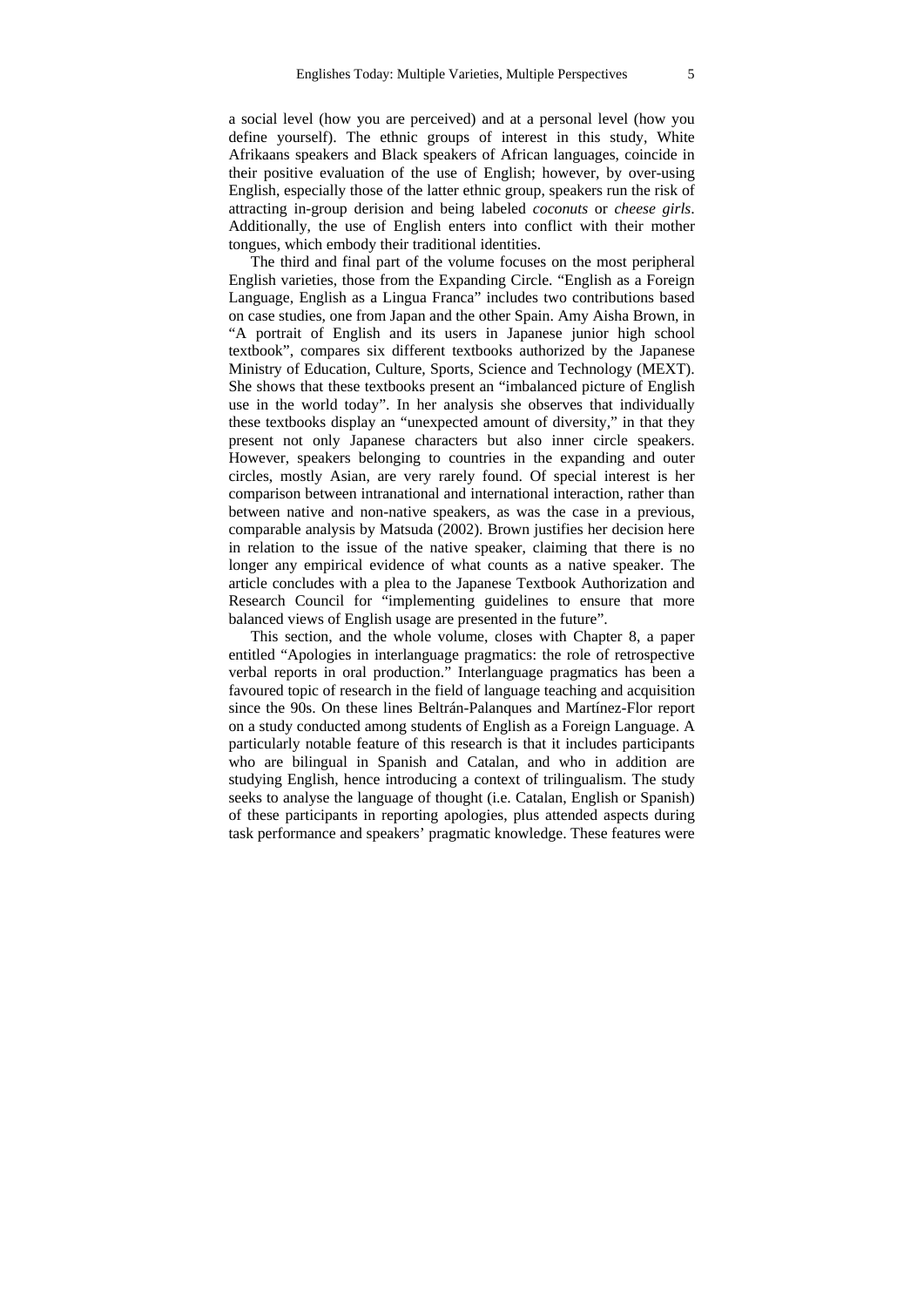a social level (how you are perceived) and at a personal level (how you define yourself). The ethnic groups of interest in this study, White Afrikaans speakers and Black speakers of African languages, coincide in their positive evaluation of the use of English; however, by over-using English, especially those of the latter ethnic group, speakers run the risk of attracting in-group derision and being labeled *coconuts* or *cheese girls*. Additionally, the use of English enters into conflict with their mother tongues, which embody their traditional identities.

The third and final part of the volume focuses on the most peripheral English varieties, those from the Expanding Circle. "English as a Foreign Language, English as a Lingua Franca" includes two contributions based on case studies, one from Japan and the other Spain. Amy Aisha Brown, in "A portrait of English and its users in Japanese junior high school textbook", compares six different textbooks authorized by the Japanese Ministry of Education, Culture, Sports, Science and Technology (MEXT). She shows that these textbooks present an "imbalanced picture of English use in the world today". In her analysis she observes that individually these textbooks display an "unexpected amount of diversity," in that they present not only Japanese characters but also inner circle speakers. However, speakers belonging to countries in the expanding and outer circles, mostly Asian, are very rarely found. Of special interest is her comparison between intranational and international interaction, rather than between native and non-native speakers, as was the case in a previous, comparable analysis by Matsuda (2002). Brown justifies her decision here in relation to the issue of the native speaker, claiming that there is no longer any empirical evidence of what counts as a native speaker. The article concludes with a plea to the Japanese Textbook Authorization and Research Council for "implementing guidelines to ensure that more balanced views of English usage are presented in the future".

This section, and the whole volume, closes with Chapter 8, a paper entitled "Apologies in interlanguage pragmatics: the role of retrospective verbal reports in oral production." Interlanguage pragmatics has been a favoured topic of research in the field of language teaching and acquisition since the 90s. On these lines Beltrán-Palanques and Martínez-Flor report on a study conducted among students of English as a Foreign Language. A particularly notable feature of this research is that it includes participants who are bilingual in Spanish and Catalan, and who in addition are studying English, hence introducing a context of trilingualism. The study seeks to analyse the language of thought (i.e. Catalan, English or Spanish) of these participants in reporting apologies, plus attended aspects during task performance and speakers' pragmatic knowledge. These features were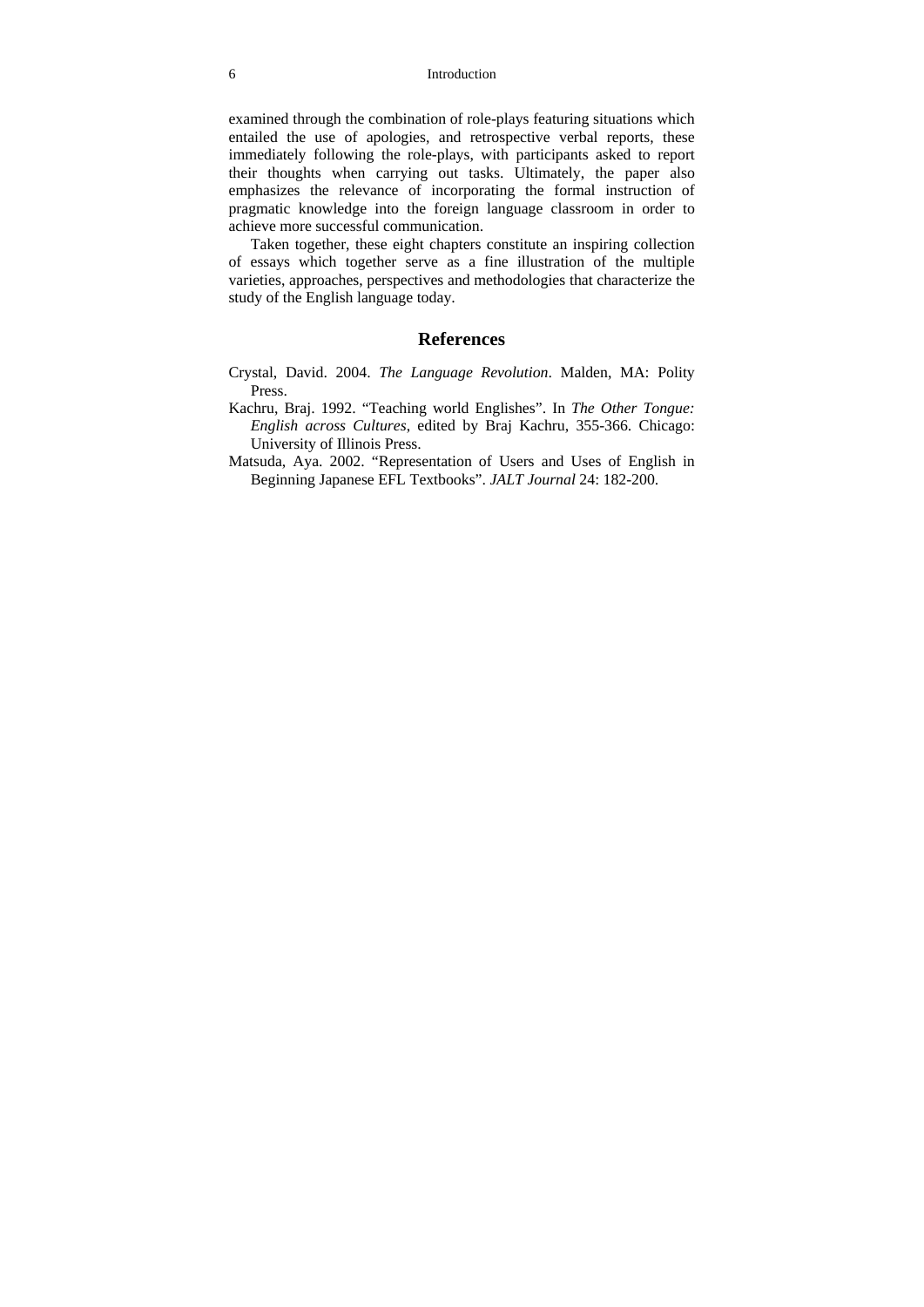examined through the combination of role-plays featuring situations which entailed the use of apologies, and retrospective verbal reports, these immediately following the role-plays, with participants asked to report their thoughts when carrying out tasks. Ultimately, the paper also emphasizes the relevance of incorporating the formal instruction of pragmatic knowledge into the foreign language classroom in order to achieve more successful communication.

Taken together, these eight chapters constitute an inspiring collection of essays which together serve as a fine illustration of the multiple varieties, approaches, perspectives and methodologies that characterize the study of the English language today.

## References

Crystal, David. 2004. *The Language Revolution*. Malden, MA: Polity Press.

Kachru, Braj. 1992. "Teaching world Englishes". In *The Other Tongue: English across Cultures*, edited by Braj Kachru, 355-366. Chicago: University of Illinois Press.

Matsuda, Aya. 2002. "Representation of Users and Uses of English in Beginning Japanese EFL Textbooks". *JALT Journal* 24: 182-200.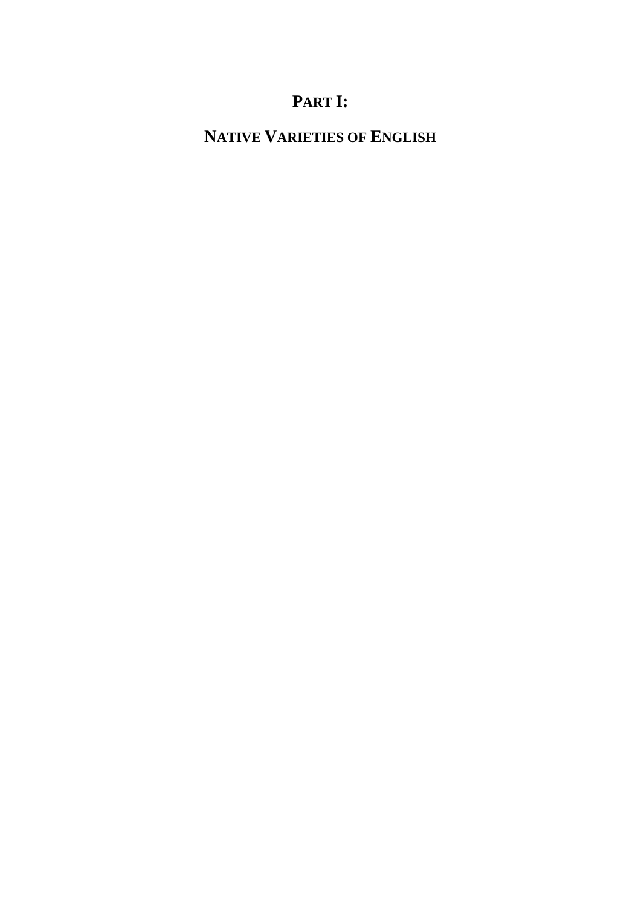# PART I:

# NATIVE VARIETIES OF ENGLISH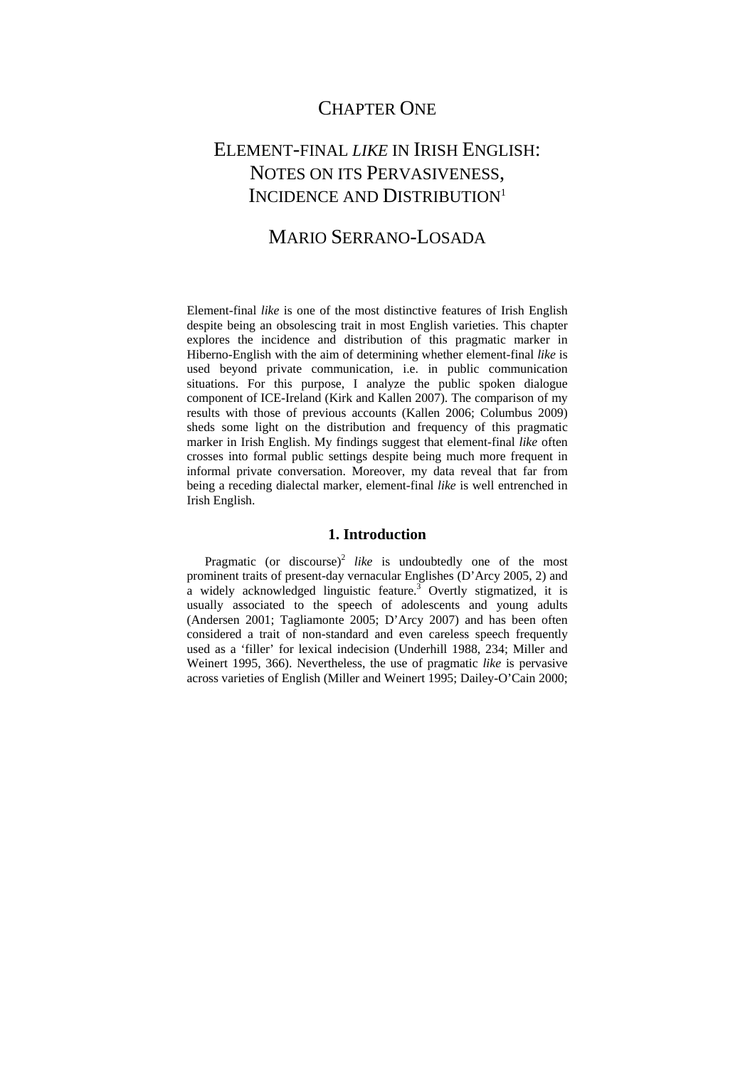# CHAPTER ONE

# ELEMENT-FINAL *LIKE* IN IRISH ENGLISH: NOTES ON ITS PERVASIVENESS, INCIDENCE AND DISTRIBUTION[1]

## MARIO SERRANO-LOSADA

Element-final *like* is one of the most distinctive features of Irish English despite being an obsolescing trait in most English varieties. This chapter explores the incidence and distribution of this pragmatic marker in Hiberno-English with the aim of determining whether element-final *like* is used beyond private communication, i.e. in public communication situations. For this purpose, I analyze the public spoken dialogue component of ICE-Ireland (Kirk and Kallen 2007). The comparison of my results with those of previous accounts (Kallen 2006; Columbus 2009) sheds some light on the distribution and frequency of this pragmatic marker in Irish English. My findings suggest that element-final *like* often crosses into formal public settings despite being much more frequent in informal private conversation. Moreover, my data reveal that far from being a receding dialectal marker, element-final *like* is well entrenched in Irish English.

### 1. Introduction

Pragmatic (or discourse)[2] *like* is undoubtedly one of the most prominent traits of present-day vernacular Englishes (D'Arcy 2005, 2) and a widely acknowledged linguistic feature.[3] Overtly stigmatized, it is usually associated to the speech of adolescents and young adults (Andersen 2001; Tagliamonte 2005; D'Arcy 2007) and has been often considered a trait of non-standard and even careless speech frequently used as a 'filler' for lexical indecision (Underhill 1988, 234; Miller and Weinert 1995, 366). Nevertheless, the use of pragmatic *like* is pervasive across varieties of English (Miller and Weinert 1995; Dailey-O'Cain 2000;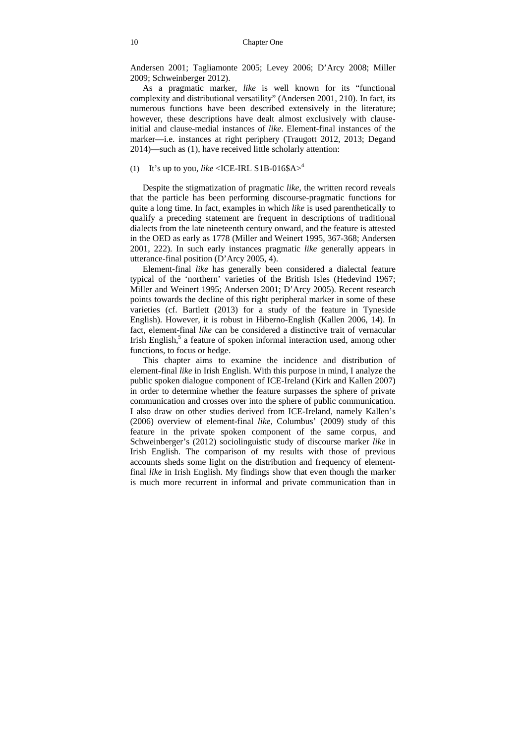Andersen 2001; Tagliamonte 2005; Levey 2006; D'Arcy 2008; Miller 2009; Schweinberger 2012).

As a pragmatic marker, *like* is well known for its "functional complexity and distributional versatility" (Andersen 2001, 210). In fact, its numerous functions have been described extensively in the literature; however, these descriptions have dealt almost exclusively with clause-initial and clause-medial instances of *like*. Element-final instances of the marker—i.e. instances at right periphery (Traugott 2012, 2013; Degand 2014)—such as (1), have received little scholarly attention:

(1) It's up to you, *like* <ICE-IRL S1B-016$A>[4]

Despite the stigmatization of pragmatic *like*, the written record reveals that the particle has been performing discourse-pragmatic functions for quite a long time. In fact, examples in which *like* is used parenthetically to qualify a preceding statement are frequent in descriptions of traditional dialects from the late nineteenth century onward, and the feature is attested in the OED as early as 1778 (Miller and Weinert 1995, 367-368; Andersen 2001, 222). In such early instances pragmatic *like* generally appears in utterance-final position (D'Arcy 2005, 4).

Element-final *like* has generally been considered a dialectal feature typical of the 'northern' varieties of the British Isles (Hedevind 1967; Miller and Weinert 1995; Andersen 2001; D'Arcy 2005). Recent research points towards the decline of this right peripheral marker in some of these varieties (cf. Bartlett (2013) for a study of the feature in Tyneside English). However, it is robust in Hiberno-English (Kallen 2006, 14). In fact, element-final *like* can be considered a distinctive trait of vernacular Irish English,[5] a feature of spoken informal interaction used, among other functions, to focus or hedge.

This chapter aims to examine the incidence and distribution of element-final *like* in Irish English. With this purpose in mind, I analyze the public spoken dialogue component of ICE-Ireland (Kirk and Kallen 2007) in order to determine whether the feature surpasses the sphere of private communication and crosses over into the sphere of public communication. I also draw on other studies derived from ICE-Ireland, namely Kallen's (2006) overview of element-final *like*, Columbus' (2009) study of this feature in the private spoken component of the same corpus, and Schweinberger's (2012) sociolinguistic study of discourse marker *like* in Irish English. The comparison of my results with those of previous accounts sheds some light on the distribution and frequency of element-final *like* in Irish English. My findings show that even though the marker is much more recurrent in informal and private communication than in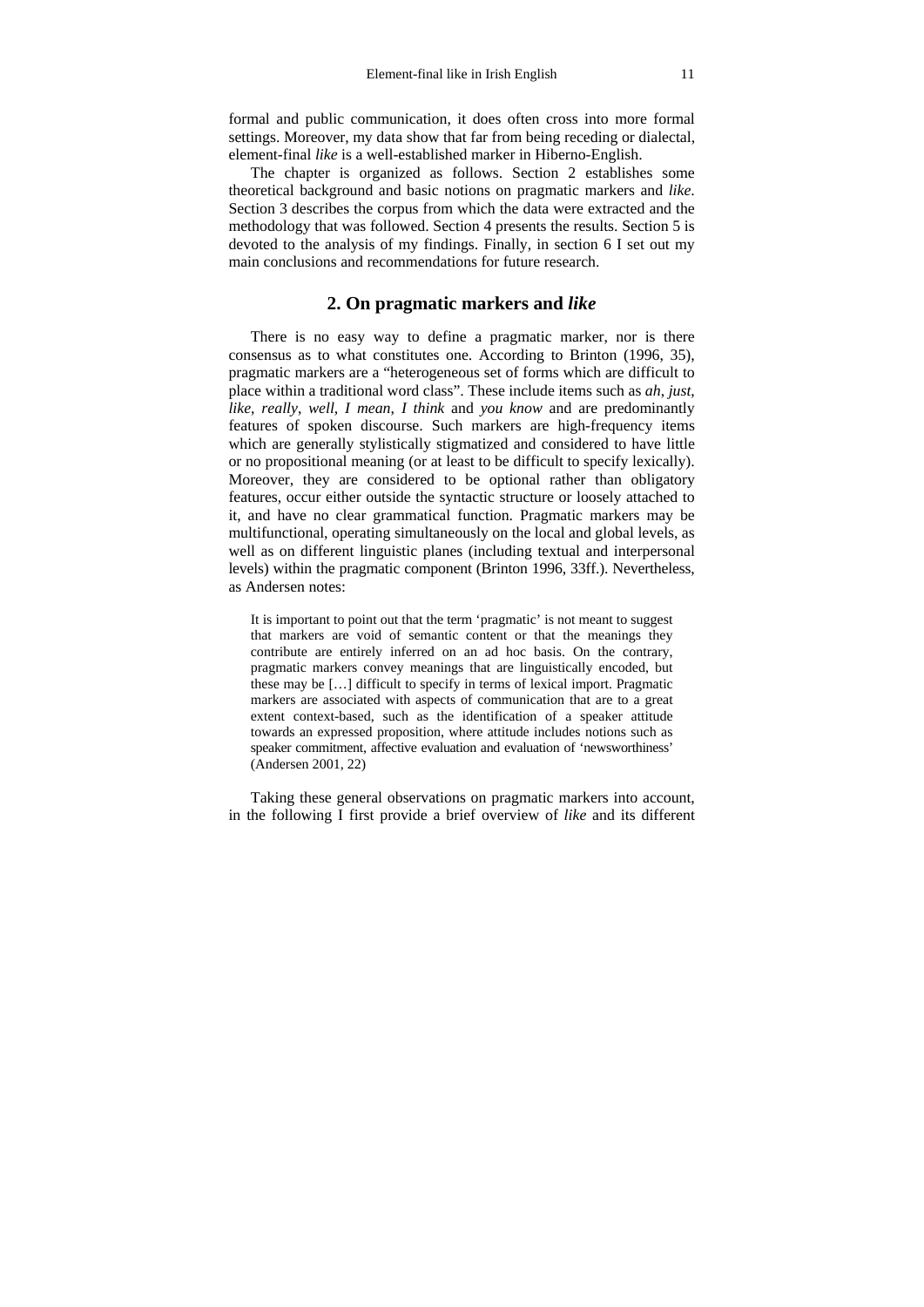formal and public communication, it does often cross into more formal settings. Moreover, my data show that far from being receding or dialectal, element-final *like* is a well-established marker in Hiberno-English.

The chapter is organized as follows. Section 2 establishes some theoretical background and basic notions on pragmatic markers and *like*. Section 3 describes the corpus from which the data were extracted and the methodology that was followed. Section 4 presents the results. Section 5 is devoted to the analysis of my findings. Finally, in section 6 I set out my main conclusions and recommendations for future research.

## 2. On pragmatic markers and *like*

There is no easy way to define a pragmatic marker, nor is there consensus as to what constitutes one. According to Brinton (1996, 35), pragmatic markers are a "heterogeneous set of forms which are difficult to place within a traditional word class". These include items such as *ah*, *just*, *like*, *really*, *well*, *I mean*, *I think* and *you know* and are predominantly features of spoken discourse. Such markers are high-frequency items which are generally stylistically stigmatized and considered to have little or no propositional meaning (or at least to be difficult to specify lexically). Moreover, they are considered to be optional rather than obligatory features, occur either outside the syntactic structure or loosely attached to it, and have no clear grammatical function. Pragmatic markers may be multifunctional, operating simultaneously on the local and global levels, as well as on different linguistic planes (including textual and interpersonal levels) within the pragmatic component (Brinton 1996, 33ff.). Nevertheless, as Andersen notes:

> It is important to point out that the term 'pragmatic' is not meant to suggest that markers are void of semantic content or that the meanings they contribute are entirely inferred on an ad hoc basis. On the contrary, pragmatic markers convey meanings that are linguistically encoded, but these may be […] difficult to specify in terms of lexical import. Pragmatic markers are associated with aspects of communication that are to a great extent context-based, such as the identification of a speaker attitude towards an expressed proposition, where attitude includes notions such as speaker commitment, affective evaluation and evaluation of 'newsworthiness' (Andersen 2001, 22)

Taking these general observations on pragmatic markers into account, in the following I first provide a brief overview of *like* and its different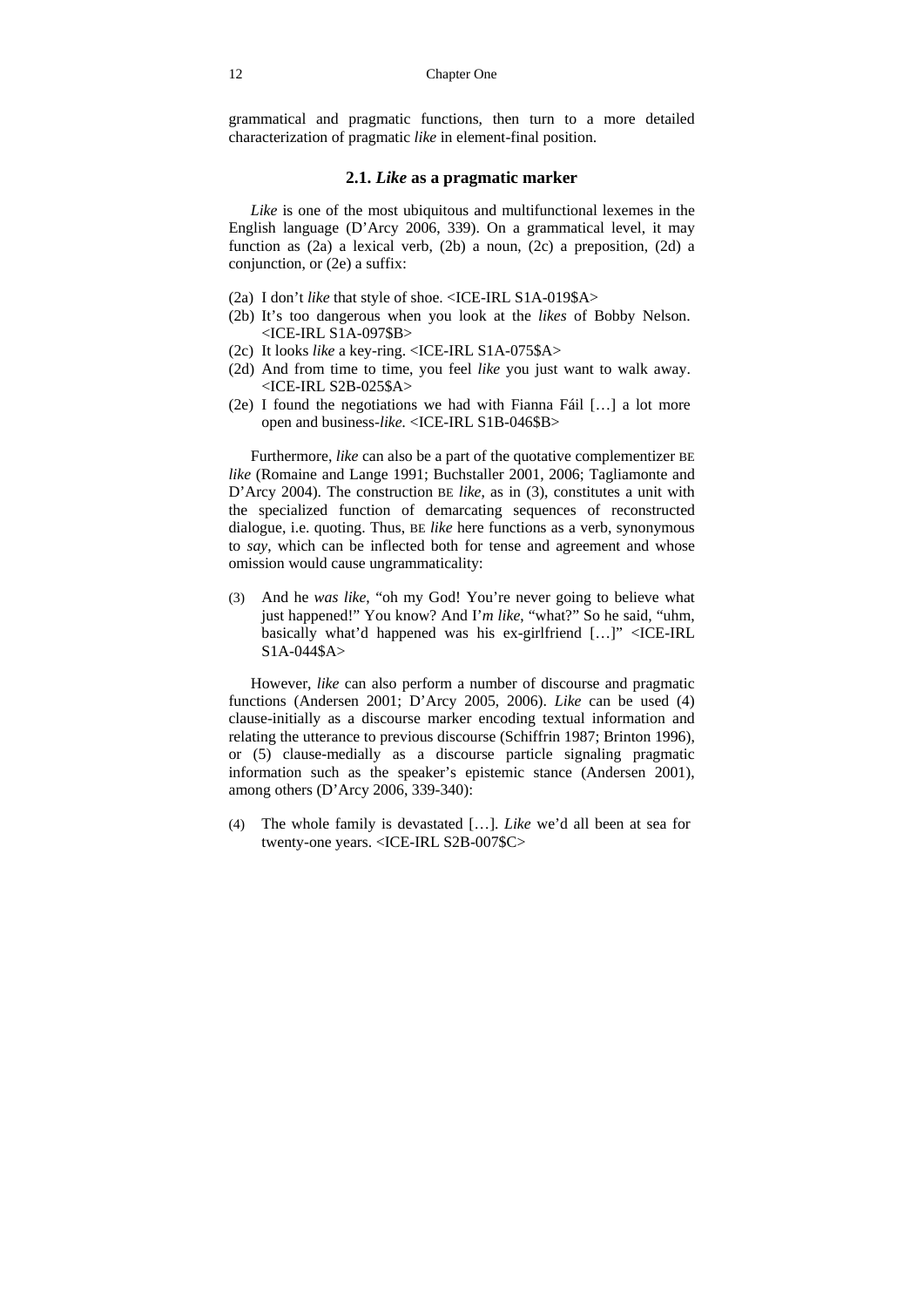grammatical and pragmatic functions, then turn to a more detailed characterization of pragmatic *like* in element-final position.

### 2.1. *Like* as a pragmatic marker

*Like* is one of the most ubiquitous and multifunctional lexemes in the English language (D'Arcy 2006, 339). On a grammatical level, it may function as (2a) a lexical verb, (2b) a noun, (2c) a preposition, (2d) a conjunction, or (2e) a suffix:

(2a) I don't *like* that style of shoe. <ICE-IRL S1A-019$A>
(2b) It's too dangerous when you look at the *likes* of Bobby Nelson. <ICE-IRL S1A-097$B>
(2c) It looks *like* a key-ring. <ICE-IRL S1A-075$A>
(2d) And from time to time, you feel *like* you just want to walk away. <ICE-IRL S2B-025$A>
(2e) I found the negotiations we had with Fianna Fáil […] a lot more open and business-*like*. <ICE-IRL S1B-046$B>

Furthermore, *like* can also be a part of the quotative complementizer BE *like* (Romaine and Lange 1991; Buchstaller 2001, 2006; Tagliamonte and D'Arcy 2004). The construction BE *like*, as in (3), constitutes a unit with the specialized function of demarcating sequences of reconstructed dialogue, i.e. quoting. Thus, BE *like* here functions as a verb, synonymous to *say*, which can be inflected both for tense and agreement and whose omission would cause ungrammaticality:

(3) And he *was like*, "oh my God! You're never going to believe what just happened!" You know? And I'*m like*, "what?" So he said, "uhm, basically what'd happened was his ex-girlfriend […]" <ICE-IRL S1A-044$A>

However, *like* can also perform a number of discourse and pragmatic functions (Andersen 2001; D'Arcy 2005, 2006). *Like* can be used (4) clause-initially as a discourse marker encoding textual information and relating the utterance to previous discourse (Schiffrin 1987; Brinton 1996), or (5) clause-medially as a discourse particle signaling pragmatic information such as the speaker's epistemic stance (Andersen 2001), among others (D'Arcy 2006, 339-340):

(4) The whole family is devastated […]. *Like* we'd all been at sea for twenty-one years. <ICE-IRL S2B-007$C>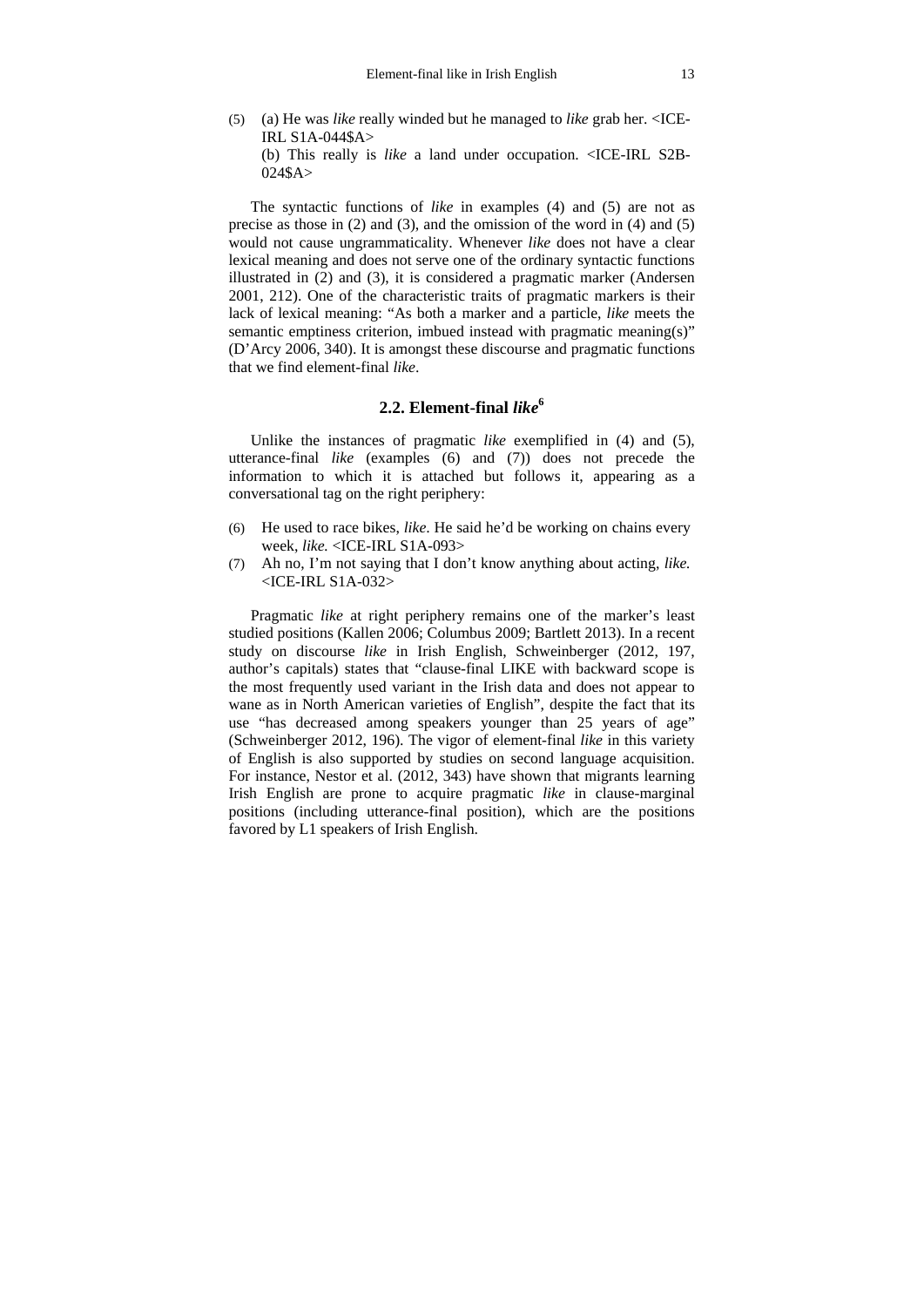(5) (a) He was *like* really winded but he managed to *like* grab her. <ICE-IRL S1A-044$A>
(b) This really is *like* a land under occupation. <ICE-IRL S2B-024$A>

The syntactic functions of *like* in examples (4) and (5) are not as precise as those in (2) and (3), and the omission of the word in (4) and (5) would not cause ungrammaticality. Whenever *like* does not have a clear lexical meaning and does not serve one of the ordinary syntactic functions illustrated in (2) and (3), it is considered a pragmatic marker (Andersen 2001, 212). One of the characteristic traits of pragmatic markers is their lack of lexical meaning: "As both a marker and a particle, *like* meets the semantic emptiness criterion, imbued instead with pragmatic meaning(s)" (D'Arcy 2006, 340). It is amongst these discourse and pragmatic functions that we find element-final *like*.

## 2.2. Element-final *like*[6]

Unlike the instances of pragmatic *like* exemplified in (4) and (5), utterance-final *like* (examples (6) and (7)) does not precede the information to which it is attached but follows it, appearing as a conversational tag on the right periphery:

(6) He used to race bikes, *like*. He said he'd be working on chains every week, *like.* <ICE-IRL S1A-093>

(7) Ah no, I'm not saying that I don't know anything about acting, *like.* <ICE-IRL S1A-032>

Pragmatic *like* at right periphery remains one of the marker's least studied positions (Kallen 2006; Columbus 2009; Bartlett 2013). In a recent study on discourse *like* in Irish English, Schweinberger (2012, 197, author's capitals) states that "clause-final LIKE with backward scope is the most frequently used variant in the Irish data and does not appear to wane as in North American varieties of English", despite the fact that its use "has decreased among speakers younger than 25 years of age" (Schweinberger 2012, 196). The vigor of element-final *like* in this variety of English is also supported by studies on second language acquisition. For instance, Nestor et al. (2012, 343) have shown that migrants learning Irish English are prone to acquire pragmatic *like* in clause-marginal positions (including utterance-final position), which are the positions favored by L1 speakers of Irish English.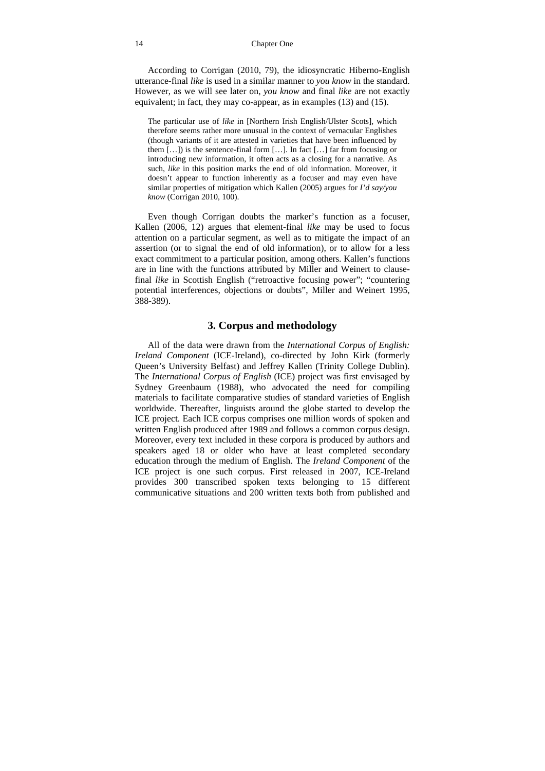According to Corrigan (2010, 79), the idiosyncratic Hiberno-English utterance-final *like* is used in a similar manner to *you know* in the standard. However, as we will see later on, *you know* and final *like* are not exactly equivalent; in fact, they may co-appear, as in examples (13) and (15).

> The particular use of *like* in [Northern Irish English/Ulster Scots], which therefore seems rather more unusual in the context of vernacular Englishes (though variants of it are attested in varieties that have been influenced by them […]) is the sentence-final form […]. In fact […] far from focusing or introducing new information, it often acts as a closing for a narrative. As such, *like* in this position marks the end of old information. Moreover, it doesn't appear to function inherently as a focuser and may even have similar properties of mitigation which Kallen (2005) argues for *I'd say/you know* (Corrigan 2010, 100).

Even though Corrigan doubts the marker's function as a focuser, Kallen (2006, 12) argues that element-final *like* may be used to focus attention on a particular segment, as well as to mitigate the impact of an assertion (or to signal the end of old information), or to allow for a less exact commitment to a particular position, among others. Kallen's functions are in line with the functions attributed by Miller and Weinert to clause-final *like* in Scottish English ("retroactive focusing power"; "countering potential interferences, objections or doubts", Miller and Weinert 1995, 388-389).

## 3. Corpus and methodology

All of the data were drawn from the *International Corpus of English: Ireland Component* (ICE-Ireland), co-directed by John Kirk (formerly Queen's University Belfast) and Jeffrey Kallen (Trinity College Dublin). The *International Corpus of English* (ICE) project was first envisaged by Sydney Greenbaum (1988), who advocated the need for compiling materials to facilitate comparative studies of standard varieties of English worldwide. Thereafter, linguists around the globe started to develop the ICE project. Each ICE corpus comprises one million words of spoken and written English produced after 1989 and follows a common corpus design. Moreover, every text included in these corpora is produced by authors and speakers aged 18 or older who have at least completed secondary education through the medium of English. The *Ireland Component* of the ICE project is one such corpus. First released in 2007, ICE-Ireland provides 300 transcribed spoken texts belonging to 15 different communicative situations and 200 written texts both from published and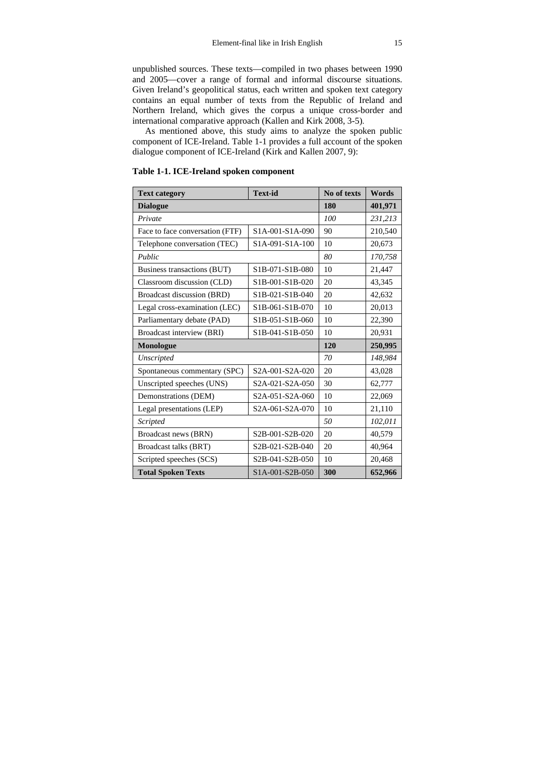unpublished sources. These texts—compiled in two phases between 1990 and 2005—cover a range of formal and informal discourse situations. Given Ireland's geopolitical status, each written and spoken text category contains an equal number of texts from the Republic of Ireland and Northern Ireland, which gives the corpus a unique cross-border and international comparative approach (Kallen and Kirk 2008, 3-5).

As mentioned above, this study aims to analyze the spoken public component of ICE-Ireland. Table 1-1 provides a full account of the spoken dialogue component of ICE-Ireland (Kirk and Kallen 2007, 9):

**Table 1-1. ICE-Ireland spoken component**

| Text category | Text-id | No of texts | Words |
|---|---|---|---|
| **Dialogue** | | **180** | **401,971** |
| *Private* | | *100* | *231,213* |
| Face to face conversation (FTF) | S1A-001-S1A-090 | 90 | 210,540 |
| Telephone conversation (TEC) | S1A-091-S1A-100 | 10 | 20,673 |
| *Public* | | *80* | *170,758* |
| Business transactions (BUT) | S1B-071-S1B-080 | 10 | 21,447 |
| Classroom discussion (CLD) | S1B-001-S1B-020 | 20 | 43,345 |
| Broadcast discussion (BRD) | S1B-021-S1B-040 | 20 | 42,632 |
| Legal cross-examination (LEC) | S1B-061-S1B-070 | 10 | 20,013 |
| Parliamentary debate (PAD) | S1B-051-S1B-060 | 10 | 22,390 |
| Broadcast interview (BRI) | S1B-041-S1B-050 | 10 | 20,931 |
| **Monologue** | | **120** | **250,995** |
| *Unscripted* | | *70* | *148,984* |
| Spontaneous commentary (SPC) | S2A-001-S2A-020 | 20 | 43,028 |
| Unscripted speeches (UNS) | S2A-021-S2A-050 | 30 | 62,777 |
| Demonstrations (DEM) | S2A-051-S2A-060 | 10 | 22,069 |
| Legal presentations (LEP) | S2A-061-S2A-070 | 10 | 21,110 |
| *Scripted* | | *50* | *102,011* |
| Broadcast news (BRN) | S2B-001-S2B-020 | 20 | 40,579 |
| Broadcast talks (BRT) | S2B-021-S2B-040 | 20 | 40,964 |
| Scripted speeches (SCS) | S2B-041-S2B-050 | 10 | 20,468 |
| **Total Spoken Texts** | S1A-001-S2B-050 | **300** | **652,966** |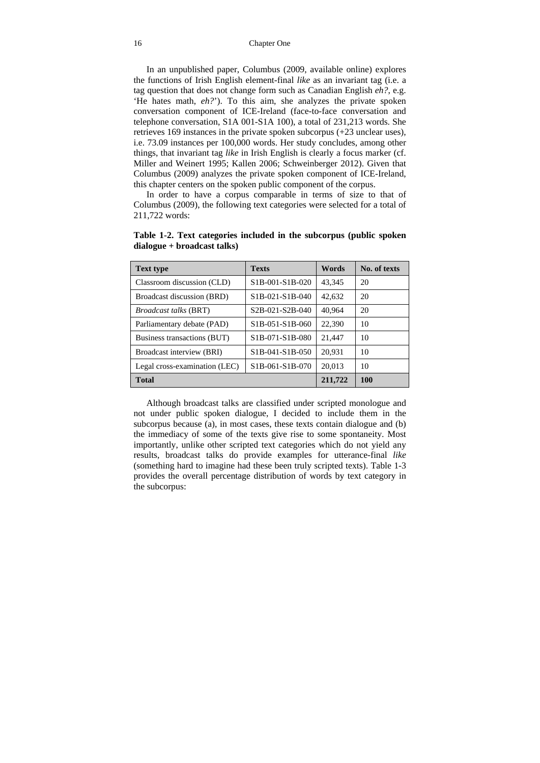In an unpublished paper, Columbus (2009, available online) explores the functions of Irish English element-final *like* as an invariant tag (i.e. a tag question that does not change form such as Canadian English *eh?*, e.g. 'He hates math, *eh?*'). To this aim, she analyzes the private spoken conversation component of ICE-Ireland (face-to-face conversation and telephone conversation, S1A 001-S1A 100), a total of 231,213 words. She retrieves 169 instances in the private spoken subcorpus (+23 unclear uses), i.e. 73.09 instances per 100,000 words. Her study concludes, among other things, that invariant tag *like* in Irish English is clearly a focus marker (cf. Miller and Weinert 1995; Kallen 2006; Schweinberger 2012). Given that Columbus (2009) analyzes the private spoken component of ICE-Ireland, this chapter centers on the spoken public component of the corpus.

In order to have a corpus comparable in terms of size to that of Columbus (2009), the following text categories were selected for a total of 211,722 words:

**Table 1-2. Text categories included in the subcorpus (public spoken dialogue + broadcast talks)**

| Text type | Texts | Words | No. of texts |
|---|---|---|---|
| Classroom discussion (CLD) | S1B-001-S1B-020 | 43,345 | 20 |
| Broadcast discussion (BRD) | S1B-021-S1B-040 | 42,632 | 20 |
| *Broadcast talks* (BRT) | S2B-021-S2B-040 | 40,964 | 20 |
| Parliamentary debate (PAD) | S1B-051-S1B-060 | 22,390 | 10 |
| Business transactions (BUT) | S1B-071-S1B-080 | 21,447 | 10 |
| Broadcast interview (BRI) | S1B-041-S1B-050 | 20,931 | 10 |
| Legal cross-examination (LEC) | S1B-061-S1B-070 | 20,013 | 10 |
| **Total** | | **211,722** | **100** |

Although broadcast talks are classified under scripted monologue and not under public spoken dialogue, I decided to include them in the subcorpus because (a), in most cases, these texts contain dialogue and (b) the immediacy of some of the texts give rise to some spontaneity. Most importantly, unlike other scripted text categories which do not yield any results, broadcast talks do provide examples for utterance-final *like* (something hard to imagine had these been truly scripted texts). Table 1-3 provides the overall percentage distribution of words by text category in the subcorpus: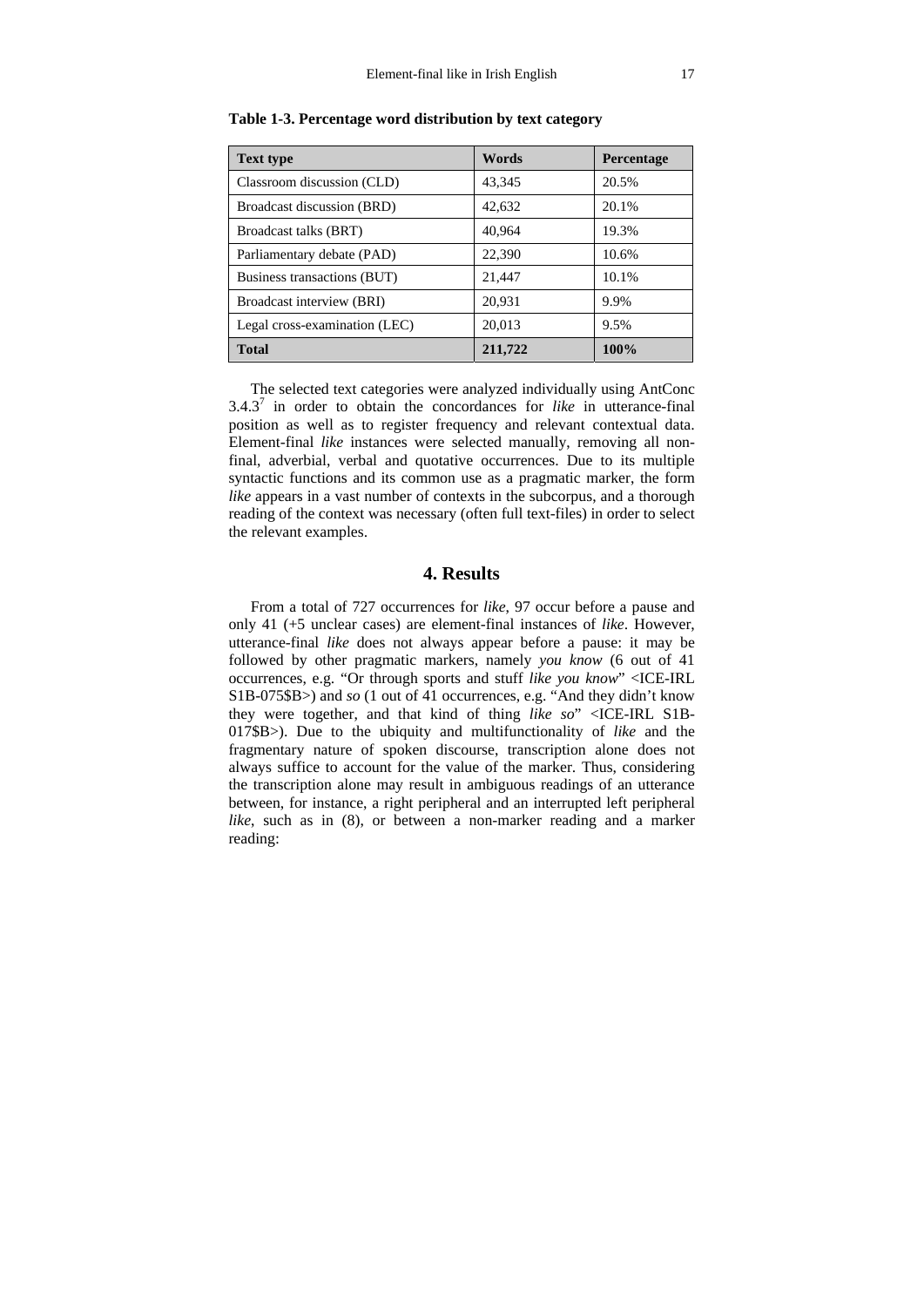**Table 1-3. Percentage word distribution by text category**

| Text type | Words | Percentage |
|---|---|---|
| Classroom discussion (CLD) | 43,345 | 20.5% |
| Broadcast discussion (BRD) | 42,632 | 20.1% |
| Broadcast talks (BRT) | 40,964 | 19.3% |
| Parliamentary debate (PAD) | 22,390 | 10.6% |
| Business transactions (BUT) | 21,447 | 10.1% |
| Broadcast interview (BRI) | 20,931 | 9.9% |
| Legal cross-examination (LEC) | 20,013 | 9.5% |
| **Total** | **211,722** | **100%** |

The selected text categories were analyzed individually using AntConc 3.4.3[7] in order to obtain the concordances for *like* in utterance-final position as well as to register frequency and relevant contextual data. Element-final *like* instances were selected manually, removing all non-final, adverbial, verbal and quotative occurrences. Due to its multiple syntactic functions and its common use as a pragmatic marker, the form *like* appears in a vast number of contexts in the subcorpus, and a thorough reading of the context was necessary (often full text-files) in order to select the relevant examples.

## 4. Results

From a total of 727 occurrences for *like*, 97 occur before a pause and only 41 (+5 unclear cases) are element-final instances of *like*. However, utterance-final *like* does not always appear before a pause: it may be followed by other pragmatic markers, namely *you know* (6 out of 41 occurrences, e.g. "Or through sports and stuff *like you know*" <ICE-IRL S1B-075$B>) and *so* (1 out of 41 occurrences, e.g. "And they didn't know they were together, and that kind of thing *like so*" <ICE-IRL S1B-017$B>). Due to the ubiquity and multifunctionality of *like* and the fragmentary nature of spoken discourse, transcription alone does not always suffice to account for the value of the marker. Thus, considering the transcription alone may result in ambiguous readings of an utterance between, for instance, a right peripheral and an interrupted left peripheral *like*, such as in (8), or between a non-marker reading and a marker reading: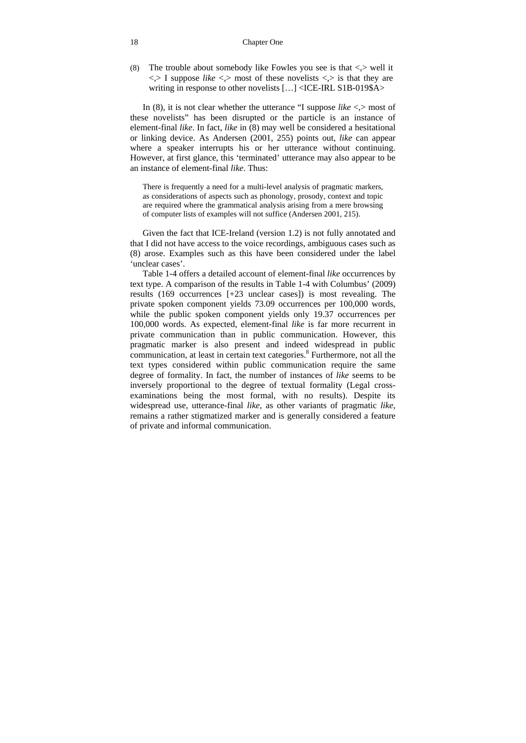(8) The trouble about somebody like Fowles you see is that <,> well it <,> I suppose *like* <,> most of these novelists <,> is that they are writing in response to other novelists […] <ICE-IRL S1B-019$A>

In (8), it is not clear whether the utterance "I suppose *like* <,> most of these novelists" has been disrupted or the particle is an instance of element-final *like*. In fact, *like* in (8) may well be considered a hesitational or linking device. As Andersen (2001, 255) points out, *like* can appear where a speaker interrupts his or her utterance without continuing. However, at first glance, this 'terminated' utterance may also appear to be an instance of element-final *like*. Thus:

> There is frequently a need for a multi-level analysis of pragmatic markers, as considerations of aspects such as phonology, prosody, context and topic are required where the grammatical analysis arising from a mere browsing of computer lists of examples will not suffice (Andersen 2001, 215).

Given the fact that ICE-Ireland (version 1.2) is not fully annotated and that I did not have access to the voice recordings, ambiguous cases such as (8) arose. Examples such as this have been considered under the label 'unclear cases'.

Table 1-4 offers a detailed account of element-final *like* occurrences by text type. A comparison of the results in Table 1-4 with Columbus' (2009) results (169 occurrences [+23 unclear cases]) is most revealing. The private spoken component yields 73.09 occurrences per 100,000 words, while the public spoken component yields only 19.37 occurrences per 100,000 words. As expected, element-final *like* is far more recurrent in private communication than in public communication. However, this pragmatic marker is also present and indeed widespread in public communication, at least in certain text categories.[8] Furthermore, not all the text types considered within public communication require the same degree of formality. In fact, the number of instances of *like* seems to be inversely proportional to the degree of textual formality (Legal cross-examinations being the most formal, with no results). Despite its widespread use, utterance-final *like*, as other variants of pragmatic *like*, remains a rather stigmatized marker and is generally considered a feature of private and informal communication.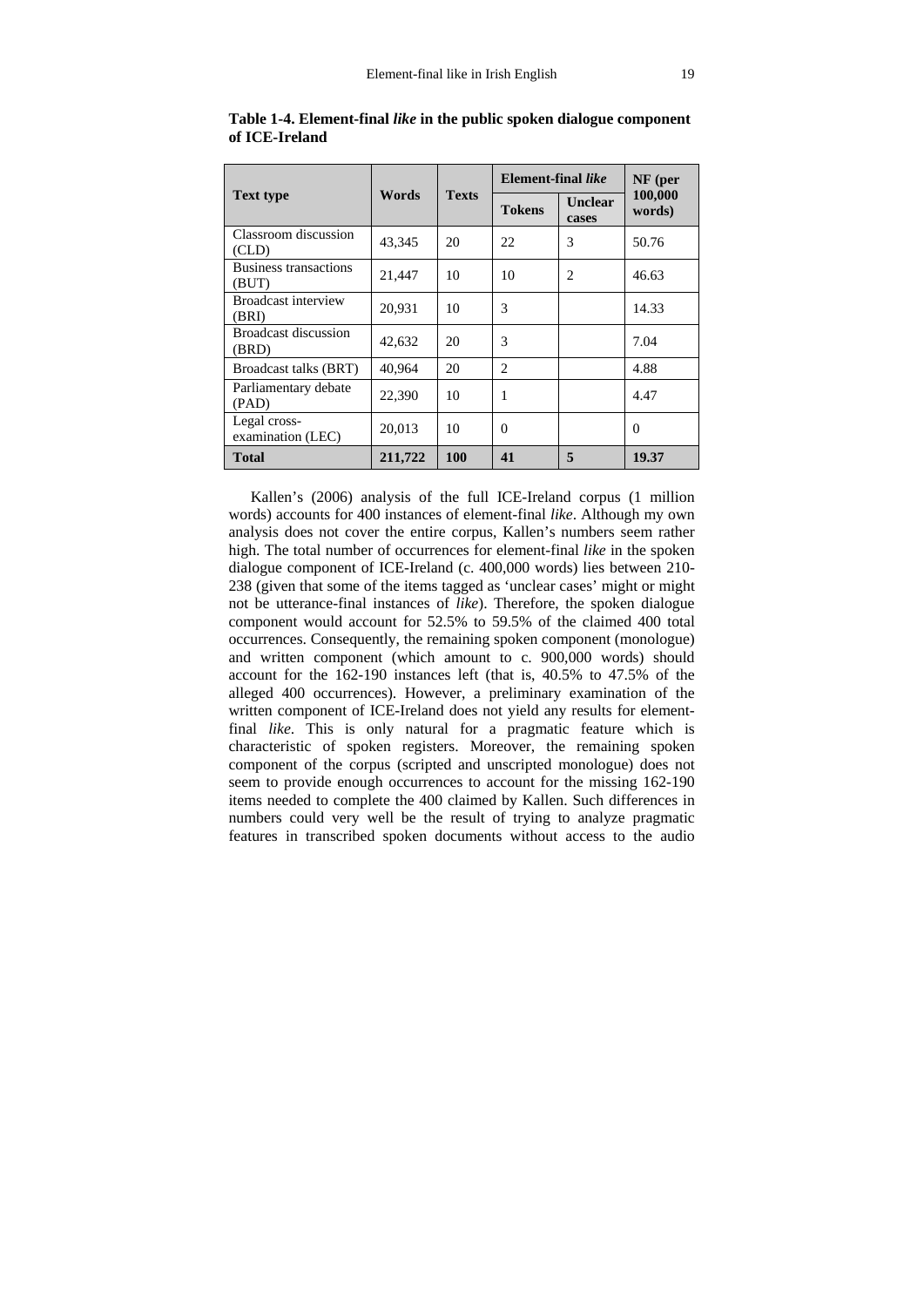**Table 1-4. Element-final *like* in the public spoken dialogue component of ICE-Ireland**

| Text type | Words | Texts | Element-final *like* | | NF (per 100,000 words) |
|---|---|---|---|---|---|
| | | | Tokens | Unclear cases | |
| Classroom discussion (CLD) | 43,345 | 20 | 22 | 3 | 50.76 |
| Business transactions (BUT) | 21,447 | 10 | 10 | 2 | 46.63 |
| Broadcast interview (BRI) | 20,931 | 10 | 3 | | 14.33 |
| Broadcast discussion (BRD) | 42,632 | 20 | 3 | | 7.04 |
| Broadcast talks (BRT) | 40,964 | 20 | 2 | | 4.88 |
| Parliamentary debate (PAD) | 22,390 | 10 | 1 | | 4.47 |
| Legal cross-examination (LEC) | 20,013 | 10 | 0 | | 0 |
| **Total** | **211,722** | **100** | **41** | **5** | **19.37** |

Kallen's (2006) analysis of the full ICE-Ireland corpus (1 million words) accounts for 400 instances of element-final *like*. Although my own analysis does not cover the entire corpus, Kallen's numbers seem rather high. The total number of occurrences for element-final *like* in the spoken dialogue component of ICE-Ireland (c. 400,000 words) lies between 210-238 (given that some of the items tagged as 'unclear cases' might or might not be utterance-final instances of *like*). Therefore, the spoken dialogue component would account for 52.5% to 59.5% of the claimed 400 total occurrences. Consequently, the remaining spoken component (monologue) and written component (which amount to c. 900,000 words) should account for the 162-190 instances left (that is, 40.5% to 47.5% of the alleged 400 occurrences). However, a preliminary examination of the written component of ICE-Ireland does not yield any results for element-final *like*. This is only natural for a pragmatic feature which is characteristic of spoken registers. Moreover, the remaining spoken component of the corpus (scripted and unscripted monologue) does not seem to provide enough occurrences to account for the missing 162-190 items needed to complete the 400 claimed by Kallen. Such differences in numbers could very well be the result of trying to analyze pragmatic features in transcribed spoken documents without access to the audio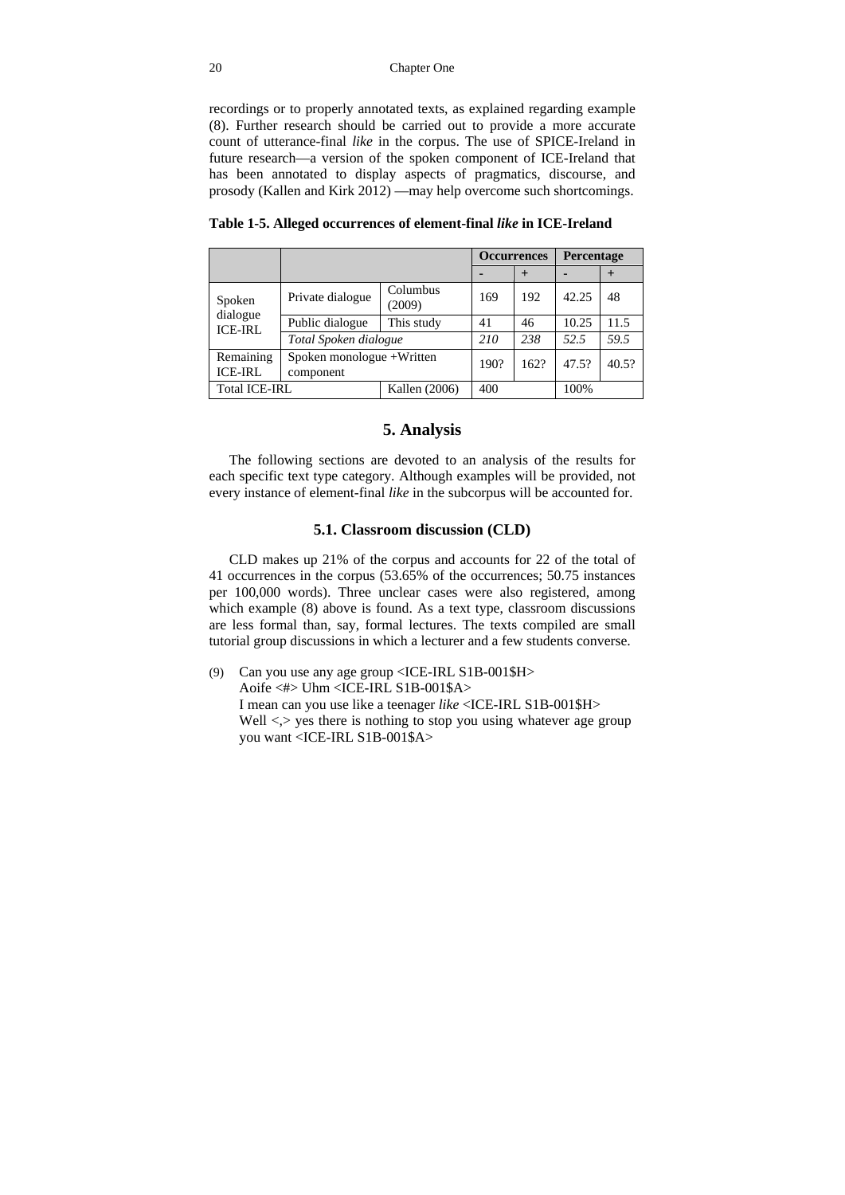recordings or to properly annotated texts, as explained regarding example (8). Further research should be carried out to provide a more accurate count of utterance-final *like* in the corpus. The use of SPICE-Ireland in future research—a version of the spoken component of ICE-Ireland that has been annotated to display aspects of pragmatics, discourse, and prosody (Kallen and Kirk 2012) —may help overcome such shortcomings.

**Table 1-5. Alleged occurrences of element-final *like* in ICE-Ireland**

| | | | Occurrences | | Percentage | |
|---|---|---|---|---|---|---|
| | | | - | + | - | + |
| Spoken dialogue ICE-IRL | Private dialogue | Columbus (2009) | 169 | 192 | 42.25 | 48 |
| | Public dialogue | This study | 41 | 46 | 10.25 | 11.5 |
| | *Total Spoken dialogue* | | *210* | *238* | *52.5* | *59.5* |
| Remaining ICE-IRL | Spoken monologue +Written component | | 190? | 162? | 47.5? | 40.5? |
| Total ICE-IRL | | Kallen (2006) | 400 | | 100% | |

## 5. Analysis

The following sections are devoted to an analysis of the results for each specific text type category. Although examples will be provided, not every instance of element-final *like* in the subcorpus will be accounted for.

### 5.1. Classroom discussion (CLD)

CLD makes up 21% of the corpus and accounts for 22 of the total of 41 occurrences in the corpus (53.65% of the occurrences; 50.75 instances per 100,000 words). Three unclear cases were also registered, among which example (8) above is found. As a text type, classroom discussions are less formal than, say, formal lectures. The texts compiled are small tutorial group discussions in which a lecturer and a few students converse.

(9) Can you use any age group <ICE-IRL S1B-001$H>
Aoife <#> Uhm <ICE-IRL S1B-001$A>
I mean can you use like a teenager *like* <ICE-IRL S1B-001$H>
Well <,> yes there is nothing to stop you using whatever age group you want <ICE-IRL S1B-001$A>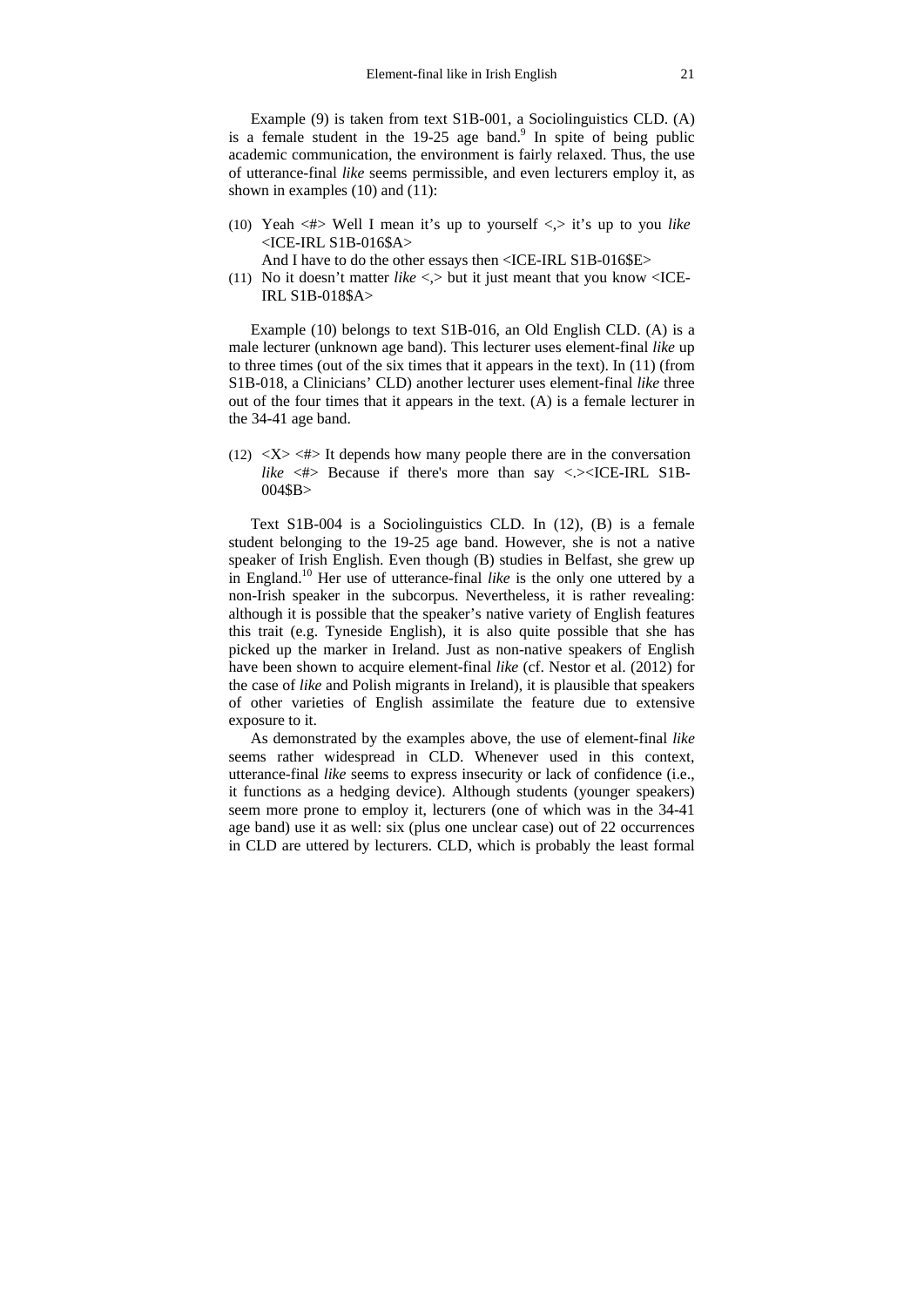Example (9) is taken from text S1B-001, a Sociolinguistics CLD. (A) is a female student in the 19-25 age band.[9] In spite of being public academic communication, the environment is fairly relaxed. Thus, the use of utterance-final *like* seems permissible, and even lecturers employ it, as shown in examples (10) and (11):

(10) Yeah <#> Well I mean it's up to yourself <,> it's up to you *like* <ICE-IRL S1B-016$A>
 And I have to do the other essays then <ICE-IRL S1B-016$E>

(11) No it doesn't matter *like* <,> but it just meant that you know <ICE-IRL S1B-018$A>

Example (10) belongs to text S1B-016, an Old English CLD. (A) is a male lecturer (unknown age band). This lecturer uses element-final *like* up to three times (out of the six times that it appears in the text). In (11) (from S1B-018, a Clinicians' CLD) another lecturer uses element-final *like* three out of the four times that it appears in the text. (A) is a female lecturer in the 34-41 age band.

(12) <X> <#> It depends how many people there are in the conversation *like* <#> Because if there's more than say <.><ICE-IRL S1B-004$B>

Text S1B-004 is a Sociolinguistics CLD. In (12), (B) is a female student belonging to the 19-25 age band. However, she is not a native speaker of Irish English. Even though (B) studies in Belfast, she grew up in England.[10] Her use of utterance-final *like* is the only one uttered by a non-Irish speaker in the subcorpus. Nevertheless, it is rather revealing: although it is possible that the speaker's native variety of English features this trait (e.g. Tyneside English), it is also quite possible that she has picked up the marker in Ireland. Just as non-native speakers of English have been shown to acquire element-final *like* (cf. Nestor et al. (2012) for the case of *like* and Polish migrants in Ireland), it is plausible that speakers of other varieties of English assimilate the feature due to extensive exposure to it.

As demonstrated by the examples above, the use of element-final *like* seems rather widespread in CLD. Whenever used in this context, utterance-final *like* seems to express insecurity or lack of confidence (i.e., it functions as a hedging device). Although students (younger speakers) seem more prone to employ it, lecturers (one of which was in the 34-41 age band) use it as well: six (plus one unclear case) out of 22 occurrences in CLD are uttered by lecturers. CLD, which is probably the least formal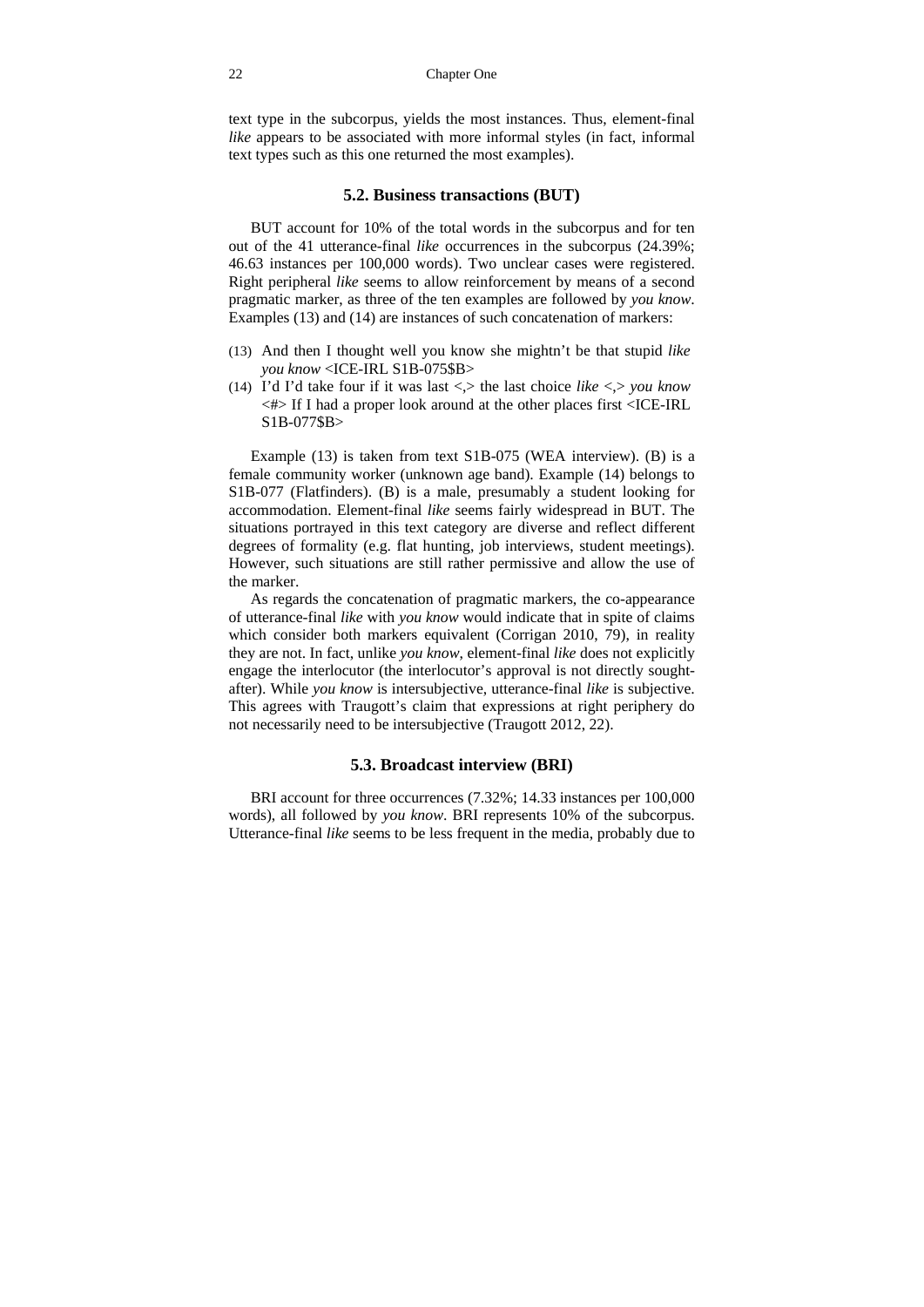text type in the subcorpus, yields the most instances. Thus, element-final *like* appears to be associated with more informal styles (in fact, informal text types such as this one returned the most examples).

### 5.2. Business transactions (BUT)

BUT account for 10% of the total words in the subcorpus and for ten out of the 41 utterance-final *like* occurrences in the subcorpus (24.39%; 46.63 instances per 100,000 words). Two unclear cases were registered. Right peripheral *like* seems to allow reinforcement by means of a second pragmatic marker, as three of the ten examples are followed by *you know*. Examples (13) and (14) are instances of such concatenation of markers:

(13) And then I thought well you know she mightn't be that stupid *like you know* <ICE-IRL S1B-075$B>

(14) I'd I'd take four if it was last <,> the last choice *like* <,> *you know* <#> If I had a proper look around at the other places first <ICE-IRL S1B-077$B>

Example (13) is taken from text S1B-075 (WEA interview). (B) is a female community worker (unknown age band). Example (14) belongs to S1B-077 (Flatfinders). (B) is a male, presumably a student looking for accommodation. Element-final *like* seems fairly widespread in BUT. The situations portrayed in this text category are diverse and reflect different degrees of formality (e.g. flat hunting, job interviews, student meetings). However, such situations are still rather permissive and allow the use of the marker.

As regards the concatenation of pragmatic markers, the co-appearance of utterance-final *like* with *you know* would indicate that in spite of claims which consider both markers equivalent (Corrigan 2010, 79), in reality they are not. In fact, unlike *you know*, element-final *like* does not explicitly engage the interlocutor (the interlocutor's approval is not directly sought-after). While *you know* is intersubjective, utterance-final *like* is subjective. This agrees with Traugott's claim that expressions at right periphery do not necessarily need to be intersubjective (Traugott 2012, 22).

### 5.3. Broadcast interview (BRI)

BRI account for three occurrences (7.32%; 14.33 instances per 100,000 words), all followed by *you know*. BRI represents 10% of the subcorpus. Utterance-final *like* seems to be less frequent in the media, probably due to